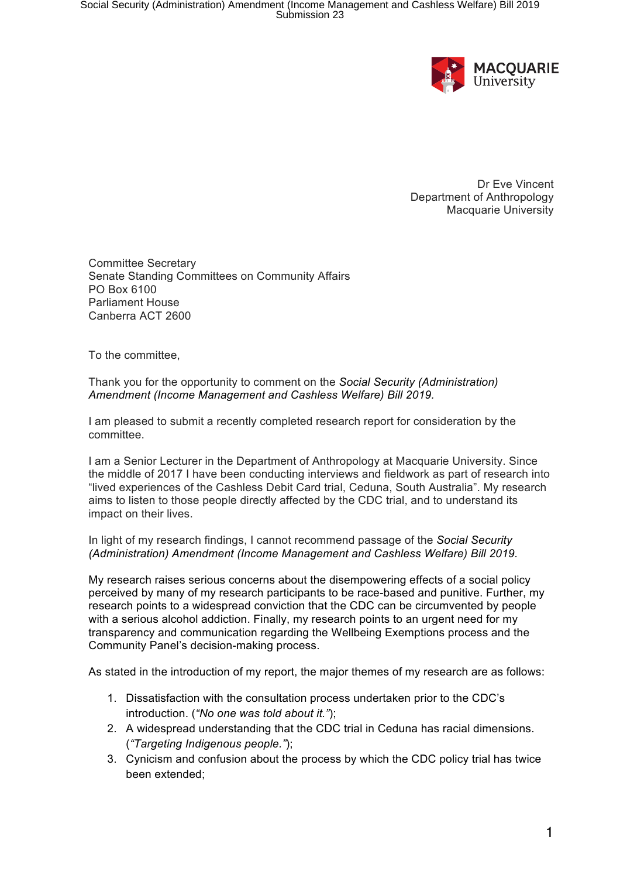Dr Eve Vincent
Department of Anthropology
Macquarie University

Committee Secretary
Senate Standing Committees on Community Affairs
PO Box 6100
Parliament House
Canberra ACT 2600

To the committee,

Thank you for the opportunity to comment on the *Social Security (Administration) Amendment (Income Management and Cashless Welfare) Bill 2019.*

I am pleased to submit a recently completed research report for consideration by the committee.

I am a Senior Lecturer in the Department of Anthropology at Macquarie University. Since the middle of 2017 I have been conducting interviews and fieldwork as part of research into "lived experiences of the Cashless Debit Card trial, Ceduna, South Australia". My research aims to listen to those people directly affected by the CDC trial, and to understand its impact on their lives.

In light of my research findings, I cannot recommend passage of the *Social Security (Administration) Amendment (Income Management and Cashless Welfare) Bill 2019.*

My research raises serious concerns about the disempowering effects of a social policy perceived by many of my research participants to be race-based and punitive. Further, my research points to a widespread conviction that the CDC can be circumvented by people with a serious alcohol addiction. Finally, my research points to an urgent need for my transparency and communication regarding the Wellbeing Exemptions process and the Community Panel's decision-making process.

As stated in the introduction of my report, the major themes of my research are as follows:

1. Dissatisfaction with the consultation process undertaken prior to the CDC's introduction. (*"No one was told about it."*);
2. A widespread understanding that the CDC trial in Ceduna has racial dimensions. (*"Targeting Indigenous people."*);
3. Cynicism and confusion about the process by which the CDC policy trial has twice been extended;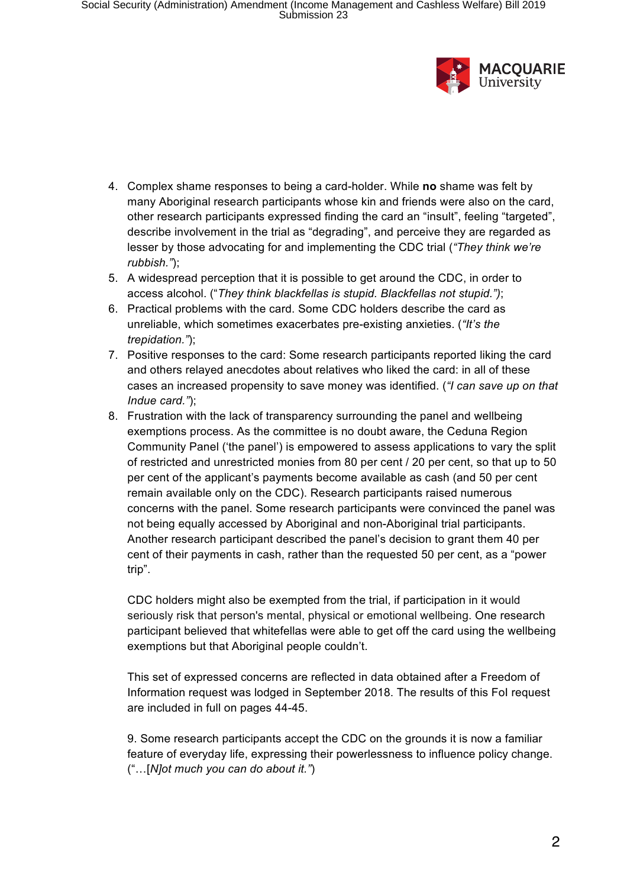4. Complex shame responses to being a card-holder. While **no** shame was felt by many Aboriginal research participants whose kin and friends were also on the card, other research participants expressed finding the card an "insult", feeling "targeted", describe involvement in the trial as "degrading", and perceive they are regarded as lesser by those advocating for and implementing the CDC trial (*"They think we're rubbish."*);
5. A widespread perception that it is possible to get around the CDC, in order to access alcohol. ("*They think blackfellas is stupid. Blackfellas not stupid."*);
6. Practical problems with the card. Some CDC holders describe the card as unreliable, which sometimes exacerbates pre-existing anxieties. (*"It's the trepidation."*);
7. Positive responses to the card: Some research participants reported liking the card and others relayed anecdotes about relatives who liked the card: in all of these cases an increased propensity to save money was identified. (*"I can save up on that Indue card."*);
8. Frustration with the lack of transparency surrounding the panel and wellbeing exemptions process. As the committee is no doubt aware, the Ceduna Region Community Panel ('the panel') is empowered to assess applications to vary the split of restricted and unrestricted monies from 80 per cent / 20 per cent, so that up to 50 per cent of the applicant's payments become available as cash (and 50 per cent remain available only on the CDC). Research participants raised numerous concerns with the panel. Some research participants were convinced the panel was not being equally accessed by Aboriginal and non-Aboriginal trial participants. Another research participant described the panel's decision to grant them 40 per cent of their payments in cash, rather than the requested 50 per cent, as a "power trip".

   CDC holders might also be exempted from the trial, if participation in it would seriously risk that person's mental, physical or emotional wellbeing. One research participant believed that whitefellas were able to get off the card using the wellbeing exemptions but that Aboriginal people couldn't.

   This set of expressed concerns are reflected in data obtained after a Freedom of Information request was lodged in September 2018. The results of this FoI request are included in full on pages 44-45.

9. Some research participants accept the CDC on the grounds it is now a familiar feature of everyday life, expressing their powerlessness to influence policy change. ("…[*N*]*ot much you can do about it."*)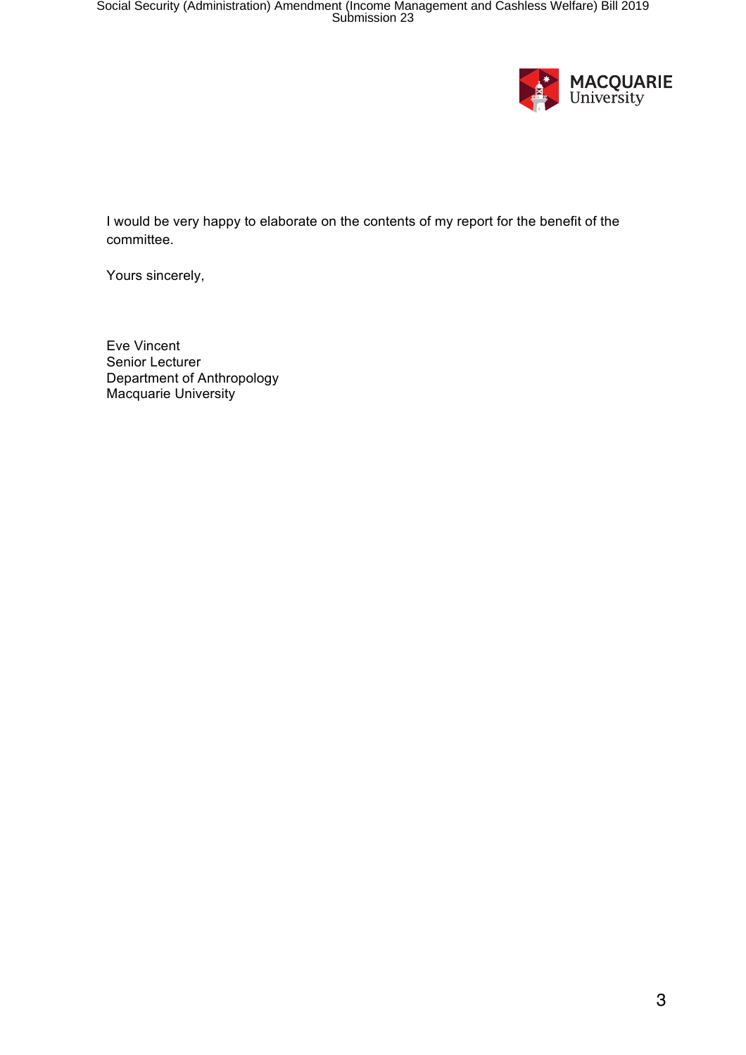I would be very happy to elaborate on the contents of my report for the benefit of the committee.

Yours sincerely,

Eve Vincent  
Senior Lecturer  
Department of Anthropology  
Macquarie University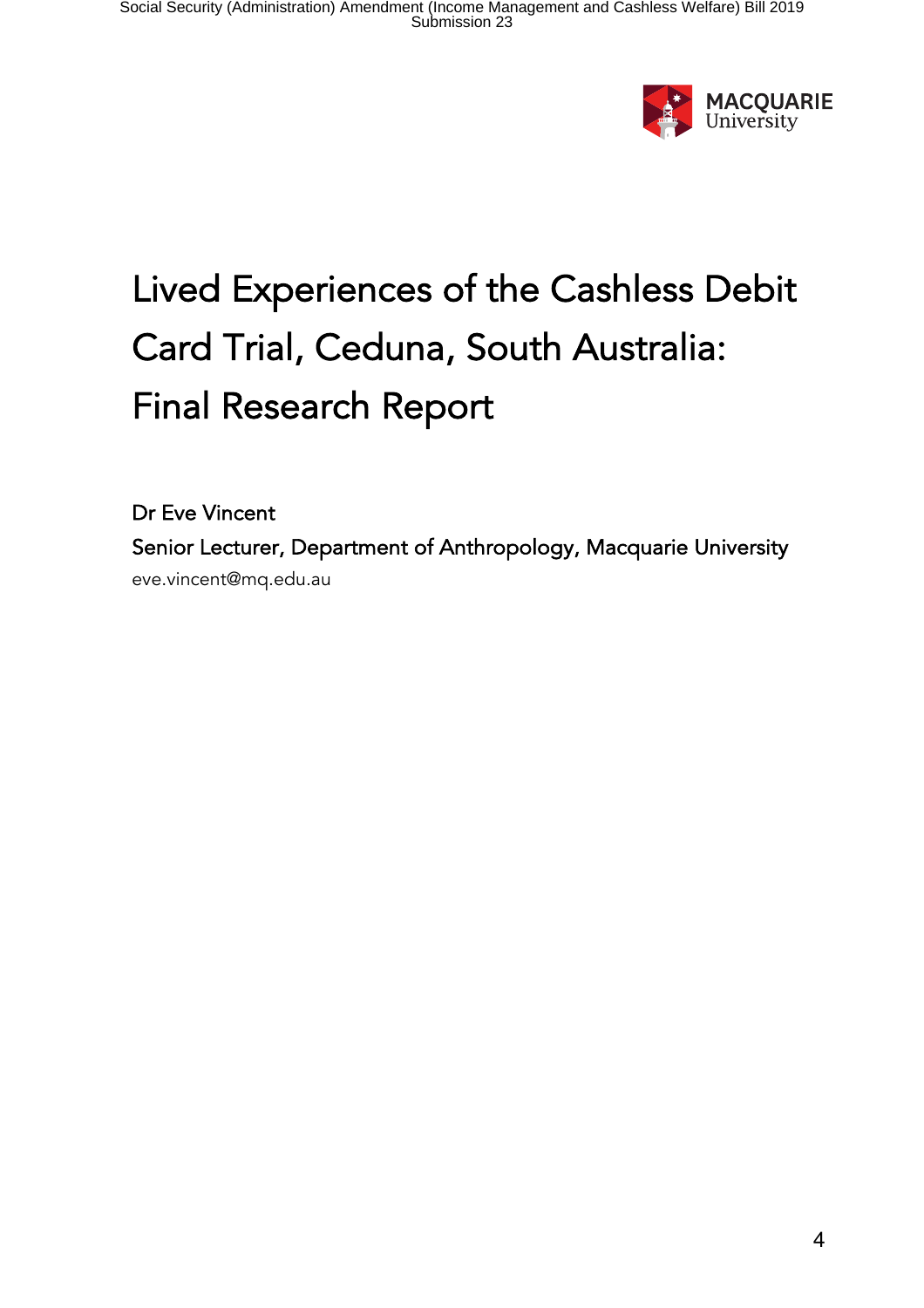# Lived Experiences of the Cashless Debit Card Trial, Ceduna, South Australia: Final Research Report

Dr Eve Vincent

Senior Lecturer, Department of Anthropology, Macquarie University

eve.vincent@mq.edu.au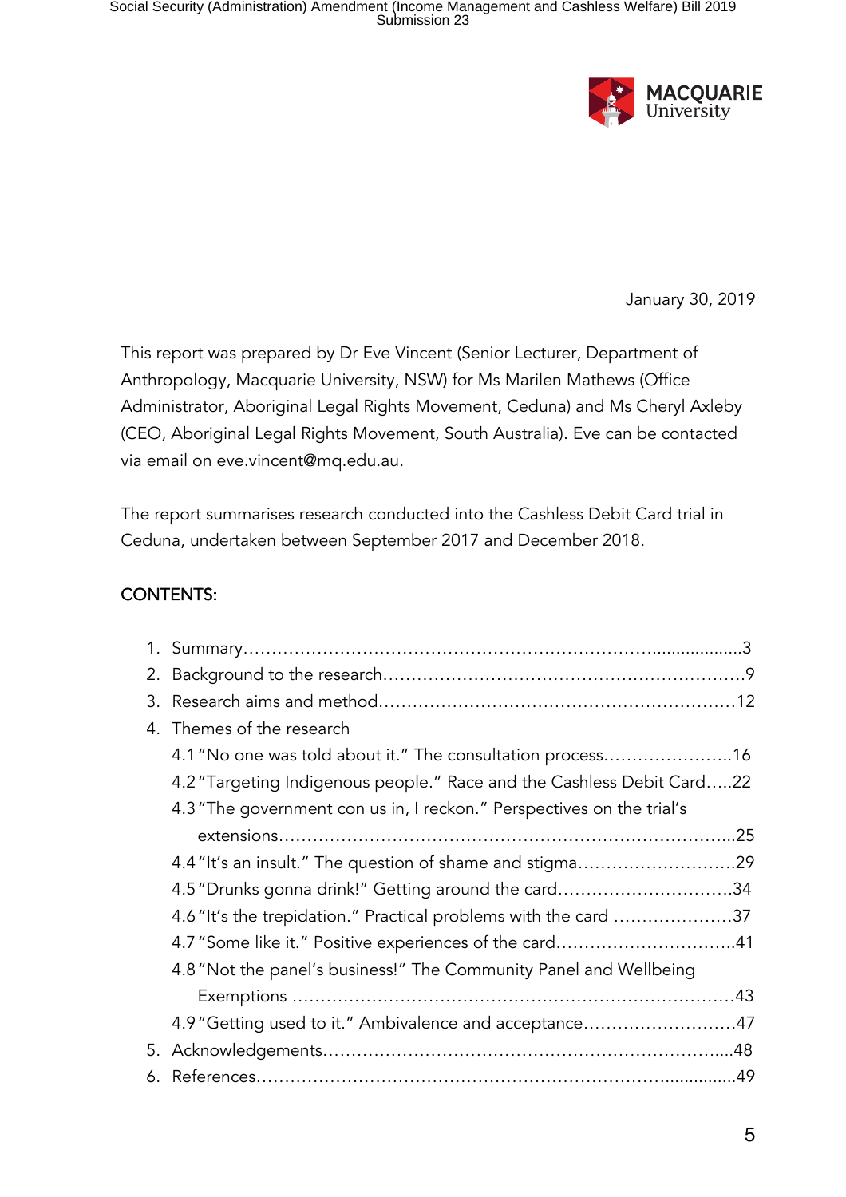January 30, 2019

This report was prepared by Dr Eve Vincent (Senior Lecturer, Department of Anthropology, Macquarie University, NSW) for Ms Marilen Mathews (Office Administrator, Aboriginal Legal Rights Movement, Ceduna) and Ms Cheryl Axleby (CEO, Aboriginal Legal Rights Movement, South Australia). Eve can be contacted via email on eve.vincent@mq.edu.au.

The report summarises research conducted into the Cashless Debit Card trial in Ceduna, undertaken between September 2017 and December 2018.

## CONTENTS:

1. Summary……………………………………………………………..................3
2. Background to the research……………………………………………………….9
3. Research aims and method……………………………………………………12
4. Themes of the research
   - 4.1 "No one was told about it." The consultation process…………………..16
   - 4.2 "Targeting Indigenous people." Race and the Cashless Debit Card…..22
   - 4.3 "The government con us in, I reckon." Perspectives on the trial's extensions……………………………………………………………………..25
   - 4.4 "It's an insult." The question of shame and stigma……………………….29
   - 4.5 "Drunks gonna drink!" Getting around the card………………………….34
   - 4.6 "It's the trepidation." Practical problems with the card …………………37
   - 4.7 "Some like it." Positive experiences of the card………………………….41
   - 4.8 "Not the panel's business!" The Community Panel and Wellbeing Exemptions …………………………………………………………………43
   - 4.9 "Getting used to it." Ambivalence and acceptance………………………47
5. Acknowledgements……………………………………………………………...48
6. References……………………………………………………………..............49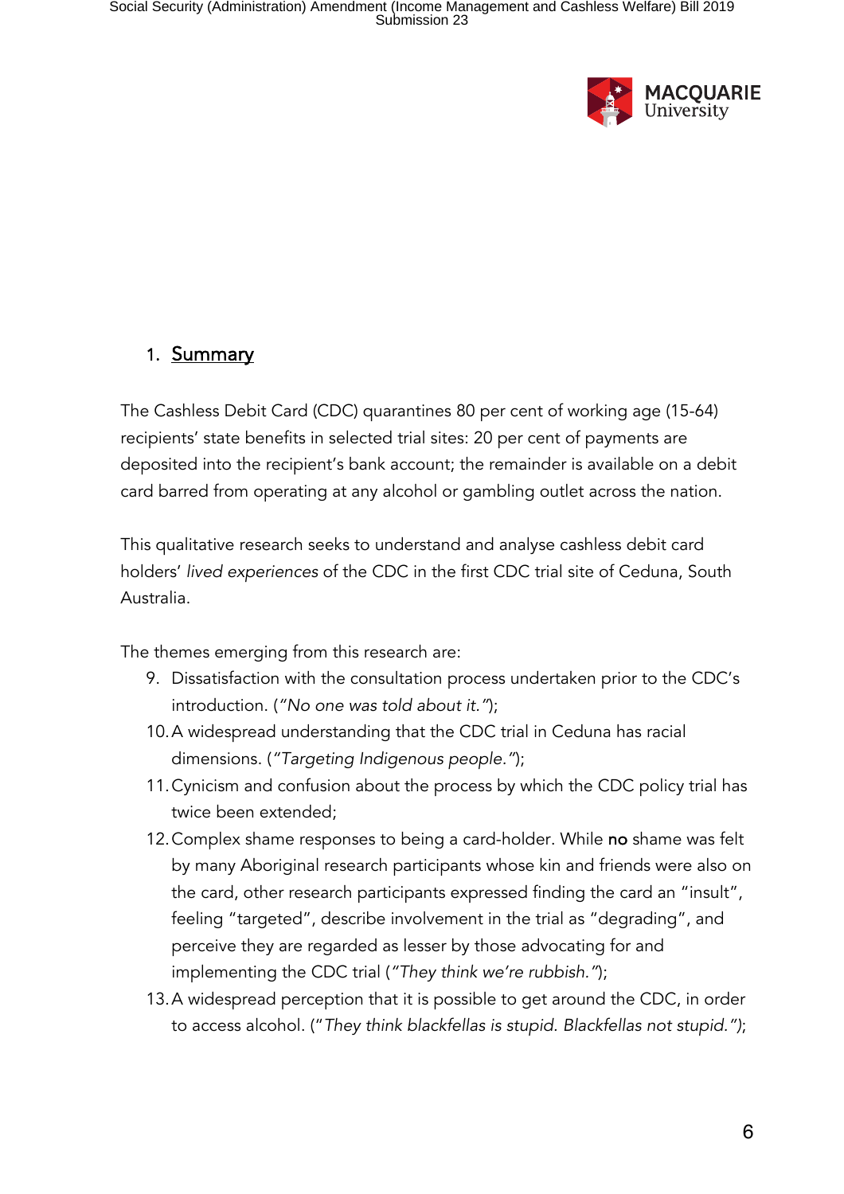## 1. Summary

The Cashless Debit Card (CDC) quarantines 80 per cent of working age (15-64) recipients' state benefits in selected trial sites: 20 per cent of payments are deposited into the recipient's bank account; the remainder is available on a debit card barred from operating at any alcohol or gambling outlet across the nation.

This qualitative research seeks to understand and analyse cashless debit card holders' *lived experiences* of the CDC in the first CDC trial site of Ceduna, South Australia.

The themes emerging from this research are:

9. Dissatisfaction with the consultation process undertaken prior to the CDC's introduction. (*"No one was told about it."*);
10. A widespread understanding that the CDC trial in Ceduna has racial dimensions. (*"Targeting Indigenous people."*);
11. Cynicism and confusion about the process by which the CDC policy trial has twice been extended;
12. Complex shame responses to being a card-holder. While **no** shame was felt by many Aboriginal research participants whose kin and friends were also on the card, other research participants expressed finding the card an "insult", feeling "targeted", describe involvement in the trial as "degrading", and perceive they are regarded as lesser by those advocating for and implementing the CDC trial (*"They think we're rubbish."*);
13. A widespread perception that it is possible to get around the CDC, in order to access alcohol. (*"They think blackfellas is stupid. Blackfellas not stupid."*);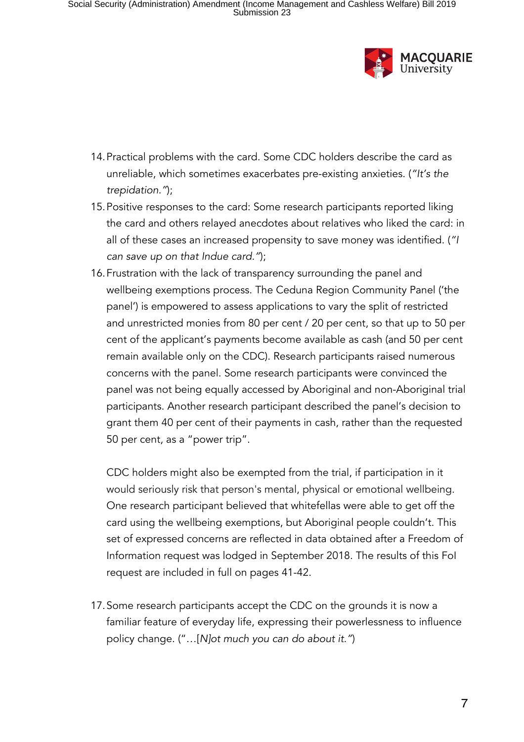14. Practical problems with the card. Some CDC holders describe the card as unreliable, which sometimes exacerbates pre-existing anxieties. (*"It's the trepidation."*);
15. Positive responses to the card: Some research participants reported liking the card and others relayed anecdotes about relatives who liked the card: in all of these cases an increased propensity to save money was identified. (*"I can save up on that Indue card."*);
16. Frustration with the lack of transparency surrounding the panel and wellbeing exemptions process. The Ceduna Region Community Panel ('the panel') is empowered to assess applications to vary the split of restricted and unrestricted monies from 80 per cent / 20 per cent, so that up to 50 per cent of the applicant's payments become available as cash (and 50 per cent remain available only on the CDC). Research participants raised numerous concerns with the panel. Some research participants were convinced the panel was not being equally accessed by Aboriginal and non-Aboriginal trial participants. Another research participant described the panel's decision to grant them 40 per cent of their payments in cash, rather than the requested 50 per cent, as a "power trip".

    CDC holders might also be exempted from the trial, if participation in it would seriously risk that person's mental, physical or emotional wellbeing. One research participant believed that whitefellas were able to get off the card using the wellbeing exemptions, but Aboriginal people couldn't. This set of expressed concerns are reflected in data obtained after a Freedom of Information request was lodged in September 2018. The results of this FoI request are included in full on pages 41-42.

17. Some research participants accept the CDC on the grounds it is now a familiar feature of everyday life, expressing their powerlessness to influence policy change. ("…*[N]ot much you can do about it."*)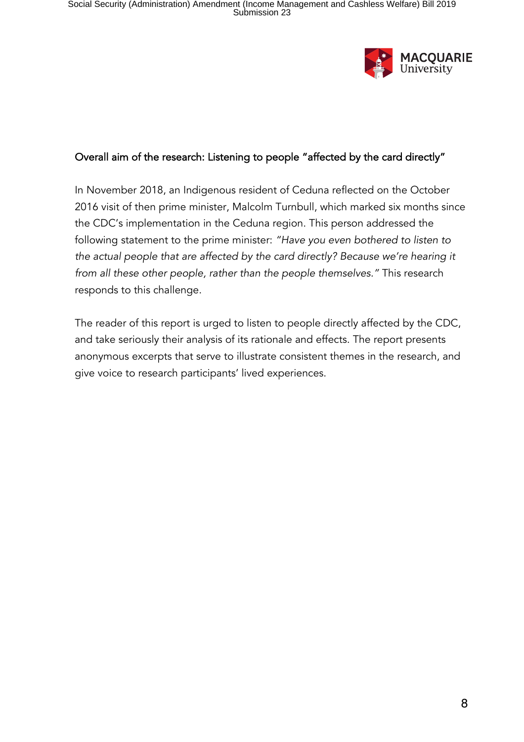## Overall aim of the research: Listening to people "affected by the card directly"

In November 2018, an Indigenous resident of Ceduna reflected on the October 2016 visit of then prime minister, Malcolm Turnbull, which marked six months since the CDC's implementation in the Ceduna region. This person addressed the following statement to the prime minister: *"Have you even bothered to listen to the actual people that are affected by the card directly? Because we're hearing it from all these other people, rather than the people themselves."* This research responds to this challenge.

The reader of this report is urged to listen to people directly affected by the CDC, and take seriously their analysis of its rationale and effects. The report presents anonymous excerpts that serve to illustrate consistent themes in the research, and give voice to research participants' lived experiences.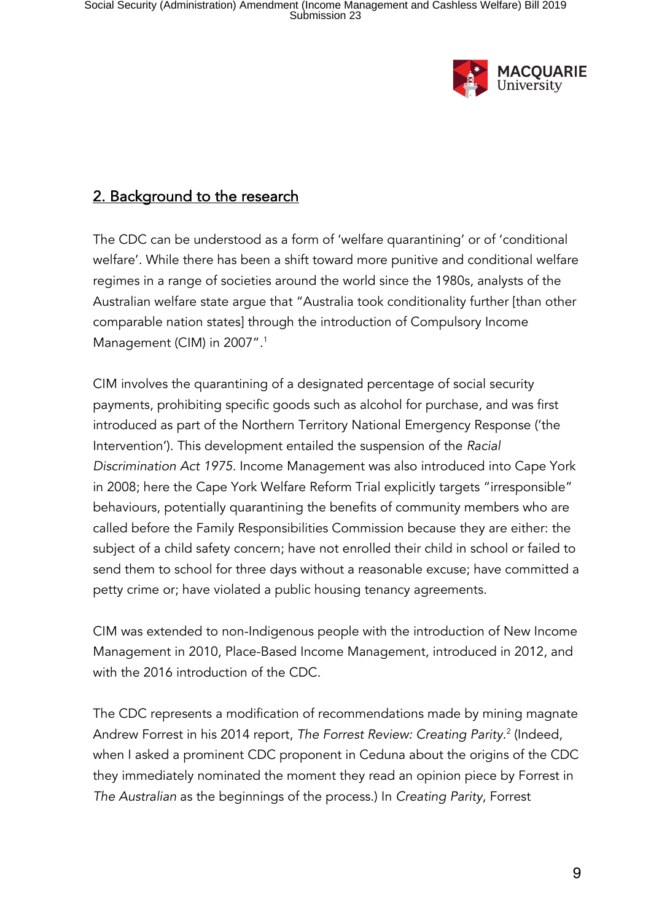## 2. Background to the research

The CDC can be understood as a form of 'welfare quarantining' or of 'conditional welfare'. While there has been a shift toward more punitive and conditional welfare regimes in a range of societies around the world since the 1980s, analysts of the Australian welfare state argue that "Australia took conditionality further [than other comparable nation states] through the introduction of Compulsory Income Management (CIM) in 2007".[1]

CIM involves the quarantining of a designated percentage of social security payments, prohibiting specific goods such as alcohol for purchase, and was first introduced as part of the Northern Territory National Emergency Response ('the Intervention'). This development entailed the suspension of the *Racial Discrimination Act 1975*. Income Management was also introduced into Cape York in 2008; here the Cape York Welfare Reform Trial explicitly targets "irresponsible" behaviours, potentially quarantining the benefits of community members who are called before the Family Responsibilities Commission because they are either: the subject of a child safety concern; have not enrolled their child in school or failed to send them to school for three days without a reasonable excuse; have committed a petty crime or; have violated a public housing tenancy agreements.

CIM was extended to non-Indigenous people with the introduction of New Income Management in 2010, Place-Based Income Management, introduced in 2012, and with the 2016 introduction of the CDC.

The CDC represents a modification of recommendations made by mining magnate Andrew Forrest in his 2014 report, *The Forrest Review: Creating Parity*.[2] (Indeed, when I asked a prominent CDC proponent in Ceduna about the origins of the CDC they immediately nominated the moment they read an opinion piece by Forrest in *The Australian* as the beginnings of the process.) In *Creating Parity*, Forrest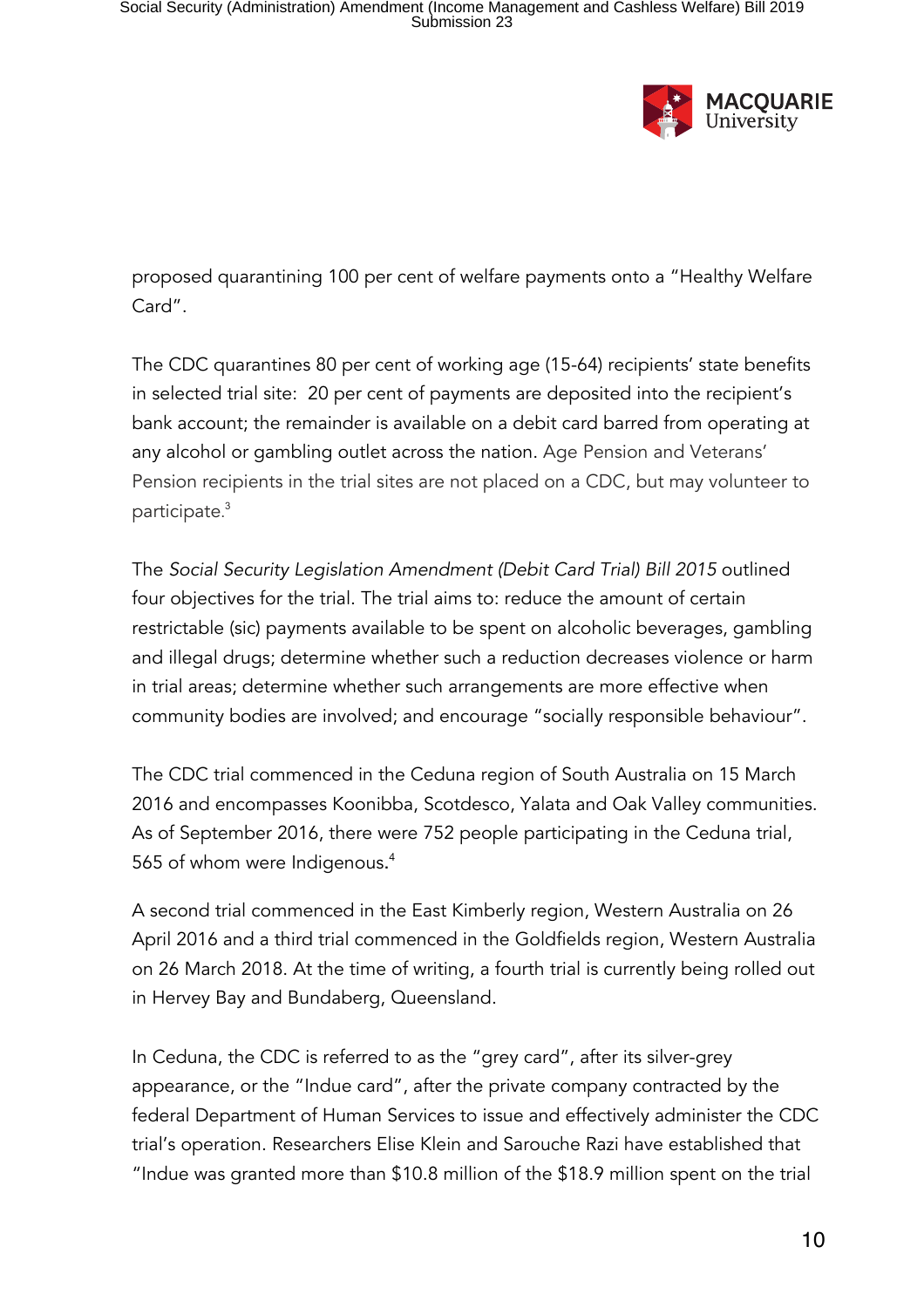proposed quarantining 100 per cent of welfare payments onto a "Healthy Welfare Card".

The CDC quarantines 80 per cent of working age (15-64) recipients' state benefits in selected trial site: 20 per cent of payments are deposited into the recipient's bank account; the remainder is available on a debit card barred from operating at any alcohol or gambling outlet across the nation. Age Pension and Veterans' Pension recipients in the trial sites are not placed on a CDC, but may volunteer to participate.[3]

The *Social Security Legislation Amendment (Debit Card Trial) Bill 2015* outlined four objectives for the trial. The trial aims to: reduce the amount of certain restrictable (sic) payments available to be spent on alcoholic beverages, gambling and illegal drugs; determine whether such a reduction decreases violence or harm in trial areas; determine whether such arrangements are more effective when community bodies are involved; and encourage "socially responsible behaviour".

The CDC trial commenced in the Ceduna region of South Australia on 15 March 2016 and encompasses Koonibba, Scotdesco, Yalata and Oak Valley communities. As of September 2016, there were 752 people participating in the Ceduna trial, 565 of whom were Indigenous.[4]

A second trial commenced in the East Kimberly region, Western Australia on 26 April 2016 and a third trial commenced in the Goldfields region, Western Australia on 26 March 2018. At the time of writing, a fourth trial is currently being rolled out in Hervey Bay and Bundaberg, Queensland.

In Ceduna, the CDC is referred to as the "grey card", after its silver-grey appearance, or the "Indue card", after the private company contracted by the federal Department of Human Services to issue and effectively administer the CDC trial's operation. Researchers Elise Klein and Sarouche Razi have established that "Indue was granted more than $10.8 million of the $18.9 million spent on the trial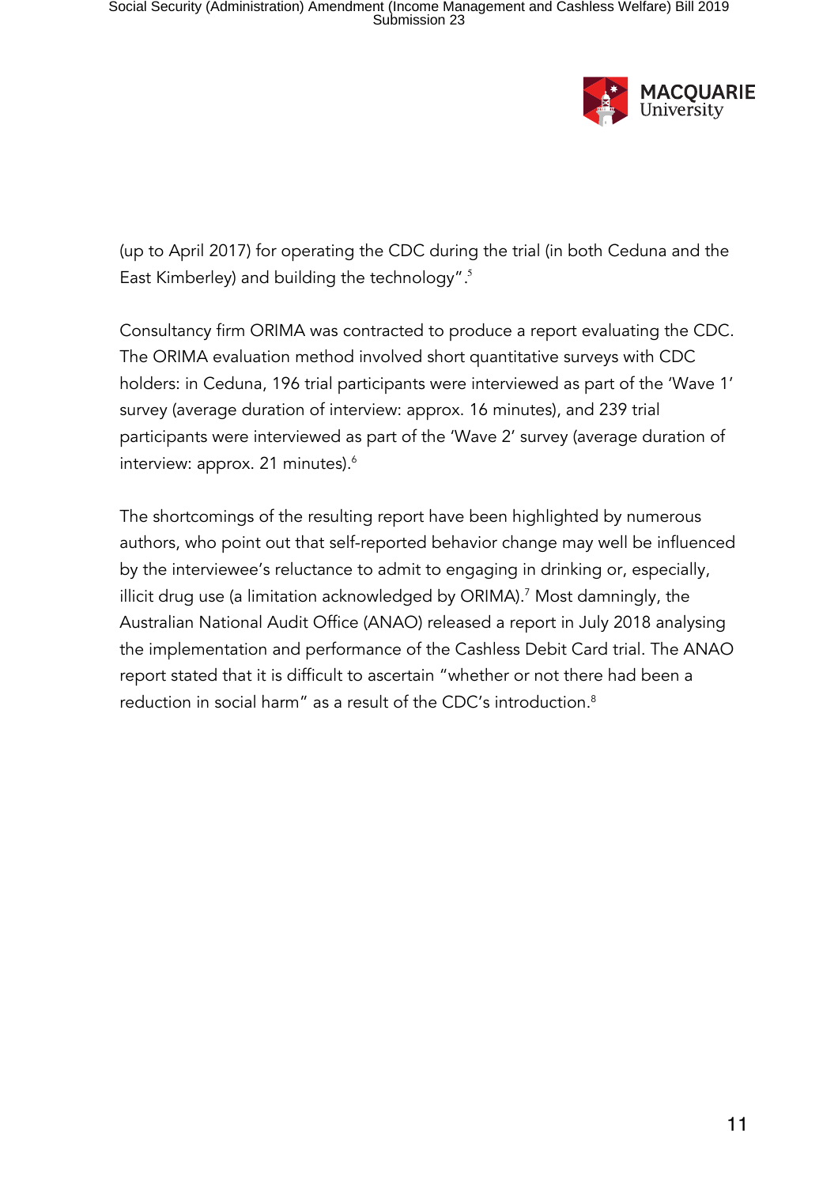(up to April 2017) for operating the CDC during the trial (in both Ceduna and the East Kimberley) and building the technology".[5]

Consultancy firm ORIMA was contracted to produce a report evaluating the CDC. The ORIMA evaluation method involved short quantitative surveys with CDC holders: in Ceduna, 196 trial participants were interviewed as part of the 'Wave 1' survey (average duration of interview: approx. 16 minutes), and 239 trial participants were interviewed as part of the 'Wave 2' survey (average duration of interview: approx. 21 minutes).[6]

The shortcomings of the resulting report have been highlighted by numerous authors, who point out that self-reported behavior change may well be influenced by the interviewee's reluctance to admit to engaging in drinking or, especially, illicit drug use (a limitation acknowledged by ORIMA).[7] Most damningly, the Australian National Audit Office (ANAO) released a report in July 2018 analysing the implementation and performance of the Cashless Debit Card trial. The ANAO report stated that it is difficult to ascertain "whether or not there had been a reduction in social harm" as a result of the CDC's introduction.[8]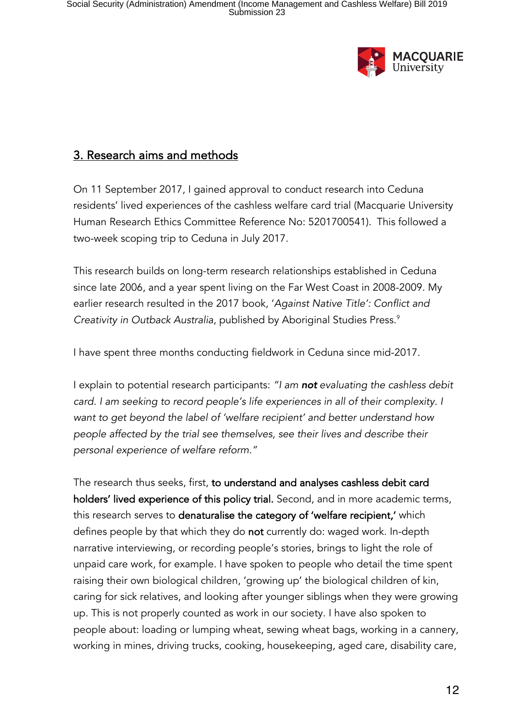## 3. Research aims and methods

On 11 September 2017, I gained approval to conduct research into Ceduna residents' lived experiences of the cashless welfare card trial (Macquarie University Human Research Ethics Committee Reference No: 5201700541). This followed a two-week scoping trip to Ceduna in July 2017.

This research builds on long-term research relationships established in Ceduna since late 2006, and a year spent living on the Far West Coast in 2008-2009. My earlier research resulted in the 2017 book, '*Against Native Title': Conflict and Creativity in Outback Australia*, published by Aboriginal Studies Press.[9]

I have spent three months conducting fieldwork in Ceduna since mid-2017.

I explain to potential research participants: *"I am **not** evaluating the cashless debit card. I am seeking to record people's life experiences in all of their complexity. I want to get beyond the label of 'welfare recipient' and better understand how people affected by the trial see themselves, see their lives and describe their personal experience of welfare reform."*

The research thus seeks, first, **to understand and analyses cashless debit card holders' lived experience of this policy trial.** Second, and in more academic terms, this research serves to **denaturalise the category of 'welfare recipient,'** which defines people by that which they do **not** currently do: waged work. In-depth narrative interviewing, or recording people's stories, brings to light the role of unpaid care work, for example. I have spoken to people who detail the time spent raising their own biological children, 'growing up' the biological children of kin, caring for sick relatives, and looking after younger siblings when they were growing up. This is not properly counted as work in our society. I have also spoken to people about: loading or lumping wheat, sewing wheat bags, working in a cannery, working in mines, driving trucks, cooking, housekeeping, aged care, disability care,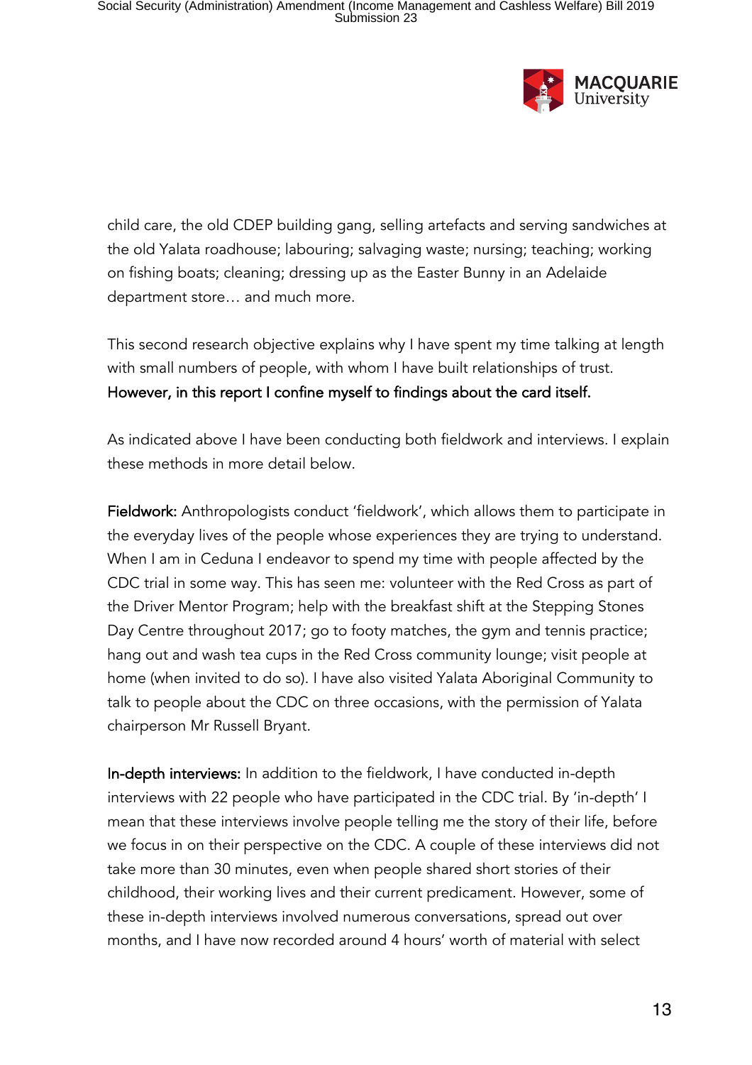child care, the old CDEP building gang, selling artefacts and serving sandwiches at the old Yalata roadhouse; labouring; salvaging waste; nursing; teaching; working on fishing boats; cleaning; dressing up as the Easter Bunny in an Adelaide department store… and much more.

This second research objective explains why I have spent my time talking at length with small numbers of people, with whom I have built relationships of trust. **However, in this report I confine myself to findings about the card itself.**

As indicated above I have been conducting both fieldwork and interviews. I explain these methods in more detail below.

**Fieldwork:** Anthropologists conduct 'fieldwork', which allows them to participate in the everyday lives of the people whose experiences they are trying to understand. When I am in Ceduna I endeavor to spend my time with people affected by the CDC trial in some way. This has seen me: volunteer with the Red Cross as part of the Driver Mentor Program; help with the breakfast shift at the Stepping Stones Day Centre throughout 2017; go to footy matches, the gym and tennis practice; hang out and wash tea cups in the Red Cross community lounge; visit people at home (when invited to do so). I have also visited Yalata Aboriginal Community to talk to people about the CDC on three occasions, with the permission of Yalata chairperson Mr Russell Bryant.

**In-depth interviews:** In addition to the fieldwork, I have conducted in-depth interviews with 22 people who have participated in the CDC trial. By 'in-depth' I mean that these interviews involve people telling me the story of their life, before we focus in on their perspective on the CDC. A couple of these interviews did not take more than 30 minutes, even when people shared short stories of their childhood, their working lives and their current predicament. However, some of these in-depth interviews involved numerous conversations, spread out over months, and I have now recorded around 4 hours' worth of material with select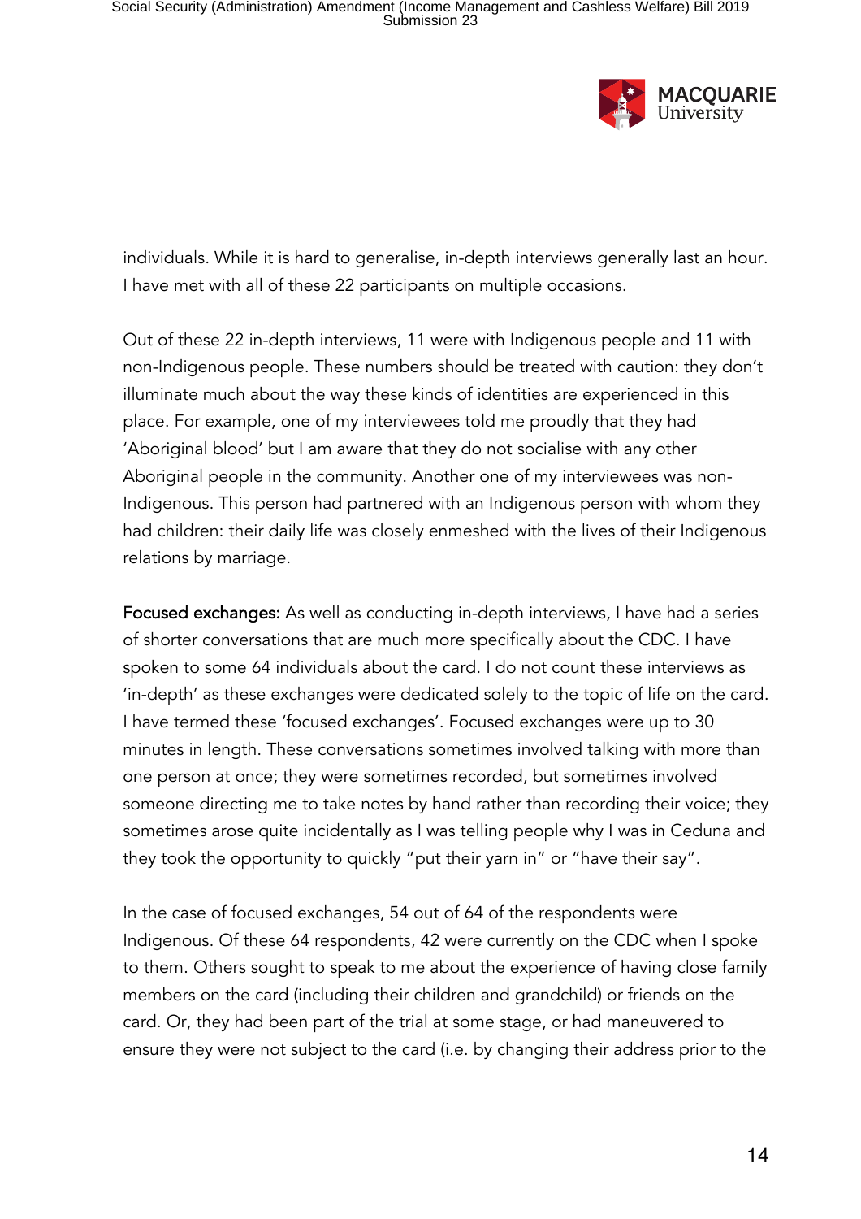individuals. While it is hard to generalise, in-depth interviews generally last an hour. I have met with all of these 22 participants on multiple occasions.

Out of these 22 in-depth interviews, 11 were with Indigenous people and 11 with non-Indigenous people. These numbers should be treated with caution: they don't illuminate much about the way these kinds of identities are experienced in this place. For example, one of my interviewees told me proudly that they had 'Aboriginal blood' but I am aware that they do not socialise with any other Aboriginal people in the community. Another one of my interviewees was non-Indigenous. This person had partnered with an Indigenous person with whom they had children: their daily life was closely enmeshed with the lives of their Indigenous relations by marriage.

**Focused exchanges:** As well as conducting in-depth interviews, I have had a series of shorter conversations that are much more specifically about the CDC. I have spoken to some 64 individuals about the card. I do not count these interviews as 'in-depth' as these exchanges were dedicated solely to the topic of life on the card. I have termed these 'focused exchanges'. Focused exchanges were up to 30 minutes in length. These conversations sometimes involved talking with more than one person at once; they were sometimes recorded, but sometimes involved someone directing me to take notes by hand rather than recording their voice; they sometimes arose quite incidentally as I was telling people why I was in Ceduna and they took the opportunity to quickly "put their yarn in" or "have their say".

In the case of focused exchanges, 54 out of 64 of the respondents were Indigenous. Of these 64 respondents, 42 were currently on the CDC when I spoke to them. Others sought to speak to me about the experience of having close family members on the card (including their children and grandchild) or friends on the card. Or, they had been part of the trial at some stage, or had maneuvered to ensure they were not subject to the card (i.e. by changing their address prior to the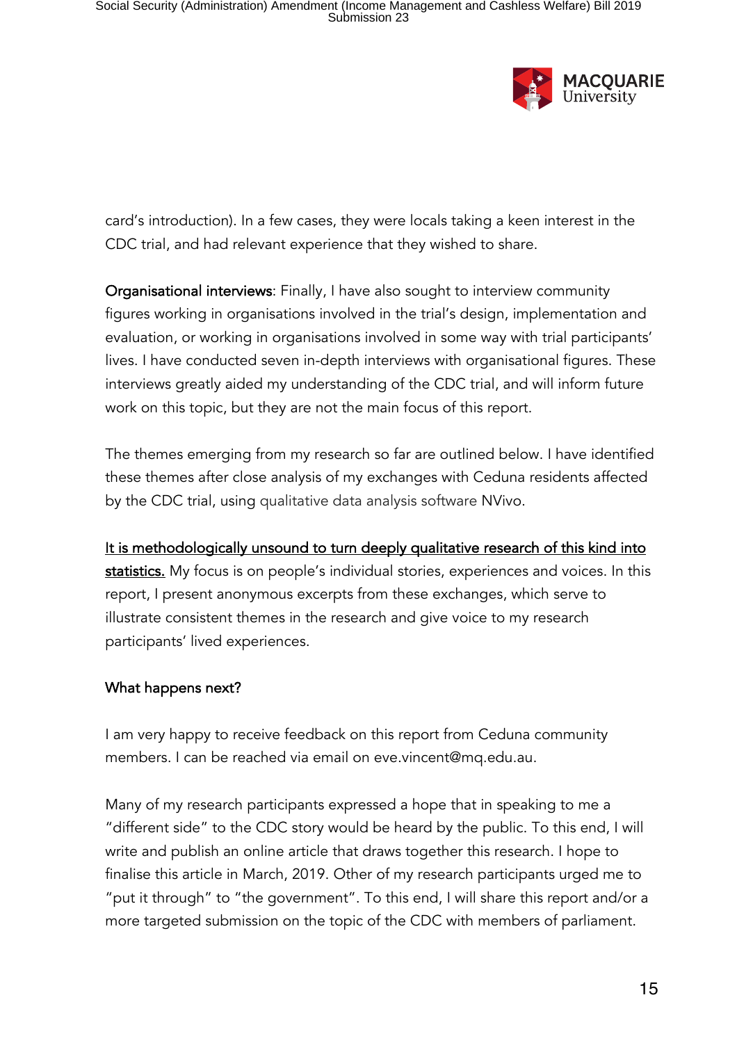card's introduction). In a few cases, they were locals taking a keen interest in the CDC trial, and had relevant experience that they wished to share.

**Organisational interviews**: Finally, I have also sought to interview community figures working in organisations involved in the trial's design, implementation and evaluation, or working in organisations involved in some way with trial participants' lives. I have conducted seven in-depth interviews with organisational figures. These interviews greatly aided my understanding of the CDC trial, and will inform future work on this topic, but they are not the main focus of this report.

The themes emerging from my research so far are outlined below. I have identified these themes after close analysis of my exchanges with Ceduna residents affected by the CDC trial, using qualitative data analysis software NVivo.

<u>It is methodologically unsound to turn deeply qualitative research of this kind into statistics.</u> My focus is on people's individual stories, experiences and voices. In this report, I present anonymous excerpts from these exchanges, which serve to illustrate consistent themes in the research and give voice to my research participants' lived experiences.

### What happens next?

I am very happy to receive feedback on this report from Ceduna community members. I can be reached via email on eve.vincent@mq.edu.au.

Many of my research participants expressed a hope that in speaking to me a "different side" to the CDC story would be heard by the public. To this end, I will write and publish an online article that draws together this research. I hope to finalise this article in March, 2019. Other of my research participants urged me to "put it through" to "the government". To this end, I will share this report and/or a more targeted submission on the topic of the CDC with members of parliament.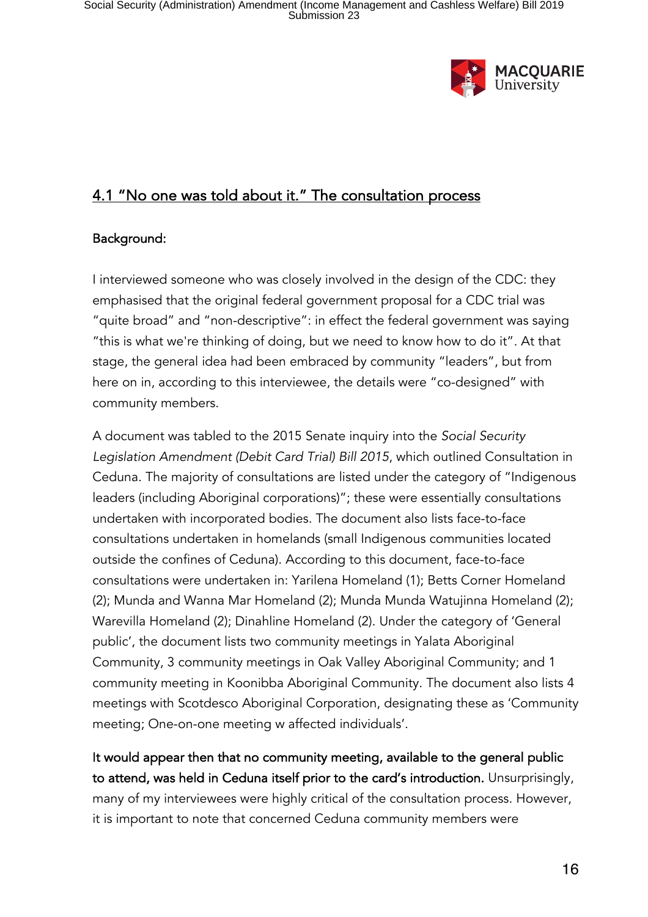## <u>4.1 "No one was told about it." The consultation process</u>

**Background:**

I interviewed someone who was closely involved in the design of the CDC: they emphasised that the original federal government proposal for a CDC trial was "quite broad" and "non-descriptive": in effect the federal government was saying "this is what we're thinking of doing, but we need to know how to do it". At that stage, the general idea had been embraced by community "leaders", but from here on in, according to this interviewee, the details were "co-designed" with community members.

A document was tabled to the 2015 Senate inquiry into the *Social Security Legislation Amendment (Debit Card Trial) Bill 2015*, which outlined Consultation in Ceduna. The majority of consultations are listed under the category of "Indigenous leaders (including Aboriginal corporations)"; these were essentially consultations undertaken with incorporated bodies. The document also lists face-to-face consultations undertaken in homelands (small Indigenous communities located outside the confines of Ceduna). According to this document, face-to-face consultations were undertaken in: Yarilena Homeland (1); Betts Corner Homeland (2); Munda and Wanna Mar Homeland (2); Munda Munda Watujinna Homeland (2); Warevilla Homeland (2); Dinahline Homeland (2). Under the category of 'General public', the document lists two community meetings in Yalata Aboriginal Community, 3 community meetings in Oak Valley Aboriginal Community; and 1 community meeting in Koonibba Aboriginal Community. The document also lists 4 meetings with Scotdesco Aboriginal Corporation, designating these as 'Community meeting; One-on-one meeting w affected individuals'.

**It would appear then that no community meeting, available to the general public to attend, was held in Ceduna itself prior to the card's introduction.** Unsurprisingly, many of my interviewees were highly critical of the consultation process. However, it is important to note that concerned Ceduna community members were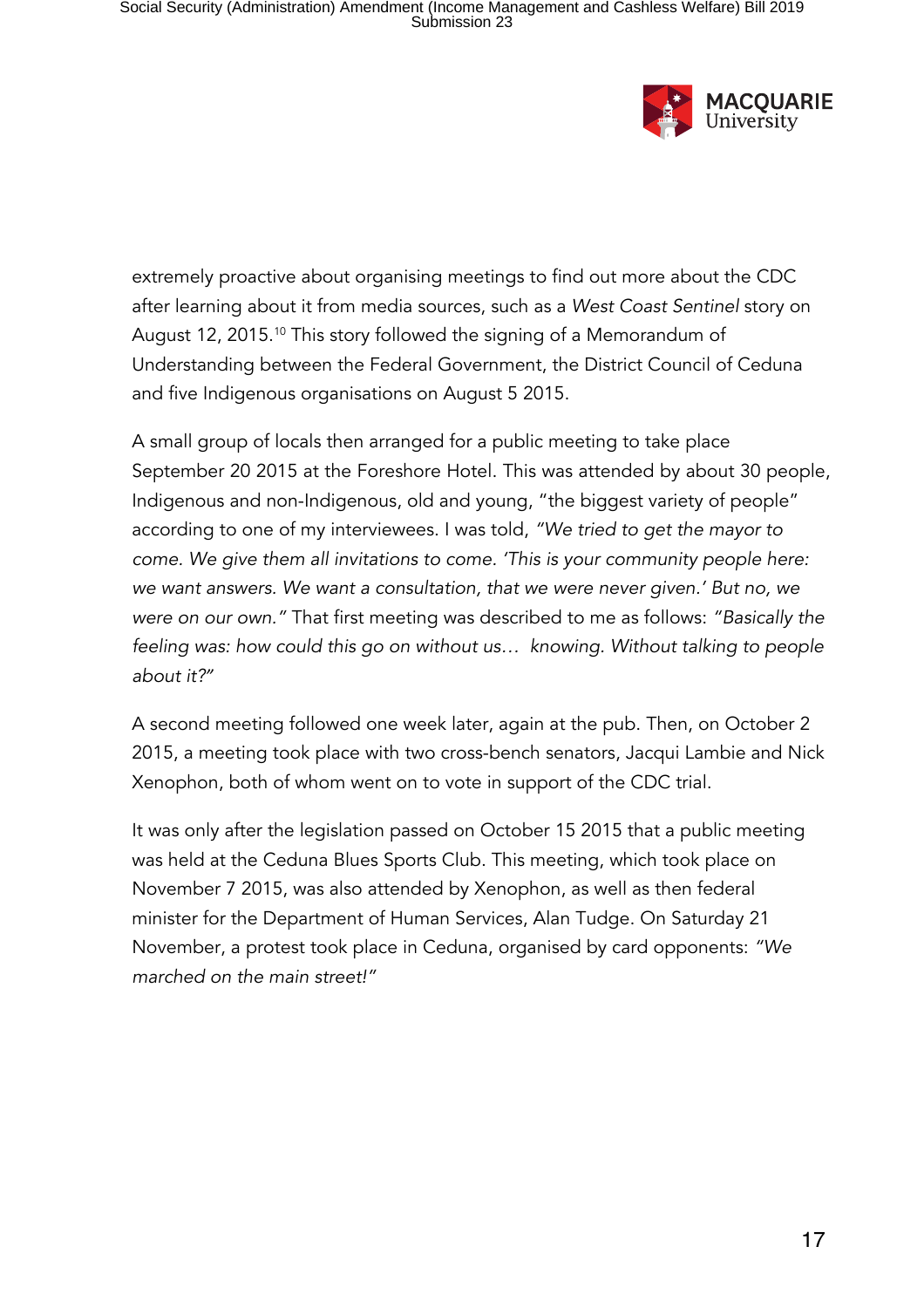extremely proactive about organising meetings to find out more about the CDC after learning about it from media sources, such as a *West Coast Sentinel* story on August 12, 2015.[10] This story followed the signing of a Memorandum of Understanding between the Federal Government, the District Council of Ceduna and five Indigenous organisations on August 5 2015.

A small group of locals then arranged for a public meeting to take place September 20 2015 at the Foreshore Hotel. This was attended by about 30 people, Indigenous and non-Indigenous, old and young, "the biggest variety of people" according to one of my interviewees. I was told, *"We tried to get the mayor to come. We give them all invitations to come. 'This is your community people here: we want answers. We want a consultation, that we were never given.' But no, we were on our own."* That first meeting was described to me as follows: *"Basically the feeling was: how could this go on without us… knowing. Without talking to people about it?"*

A second meeting followed one week later, again at the pub. Then, on October 2 2015, a meeting took place with two cross-bench senators, Jacqui Lambie and Nick Xenophon, both of whom went on to vote in support of the CDC trial.

It was only after the legislation passed on October 15 2015 that a public meeting was held at the Ceduna Blues Sports Club. This meeting, which took place on November 7 2015, was also attended by Xenophon, as well as then federal minister for the Department of Human Services, Alan Tudge. On Saturday 21 November, a protest took place in Ceduna, organised by card opponents: *"We marched on the main street!"*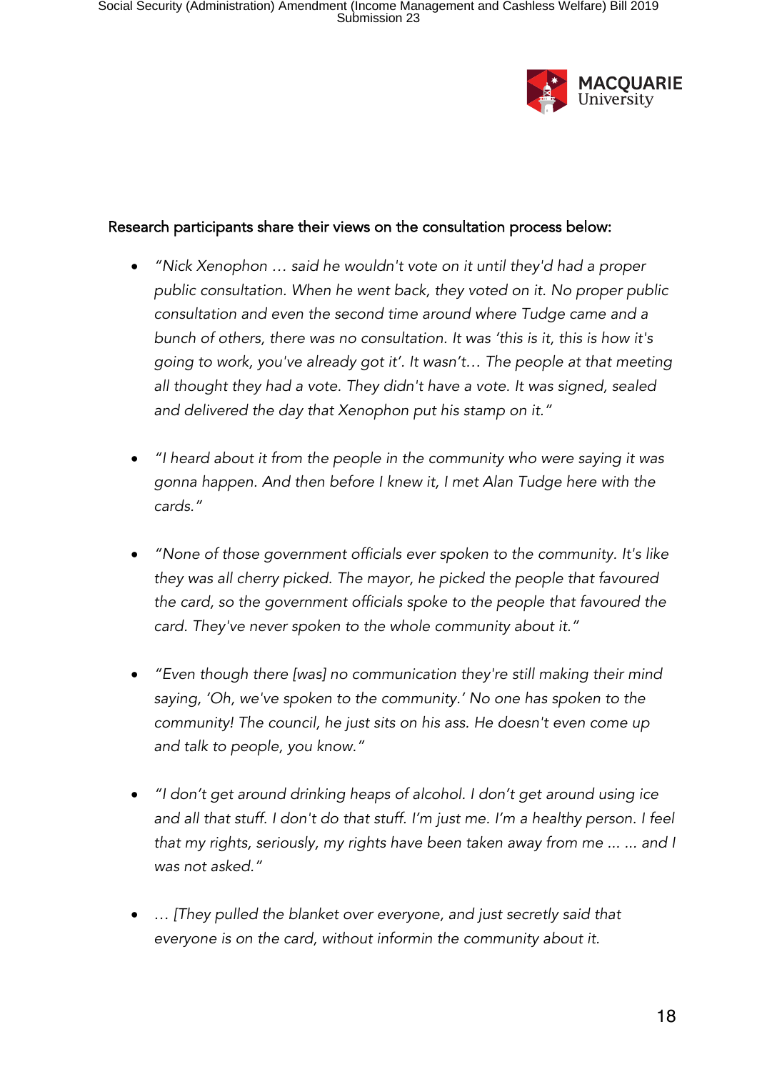Research participants share their views on the consultation process below:

- *"Nick Xenophon … said he wouldn't vote on it until they'd had a proper public consultation. When he went back, they voted on it. No proper public consultation and even the second time around where Tudge came and a bunch of others, there was no consultation. It was 'this is it, this is how it's going to work, you've already got it'. It wasn't… The people at that meeting all thought they had a vote. They didn't have a vote. It was signed, sealed and delivered the day that Xenophon put his stamp on it."*

- *"I heard about it from the people in the community who were saying it was gonna happen. And then before I knew it, I met Alan Tudge here with the cards."*

- *"None of those government officials ever spoken to the community. It's like they was all cherry picked. The mayor, he picked the people that favoured the card, so the government officials spoke to the people that favoured the card. They've never spoken to the whole community about it."*

- *"Even though there [was] no communication they're still making their mind saying, 'Oh, we've spoken to the community.' No one has spoken to the community! The council, he just sits on his ass. He doesn't even come up and talk to people, you know."*

- *"I don't get around drinking heaps of alcohol. I don't get around using ice and all that stuff. I don't do that stuff. I'm just me. I'm a healthy person. I feel that my rights, seriously, my rights have been taken away from me ... ... and I was not asked."*

- *… [They pulled the blanket over everyone, and just secretly said that everyone is on the card, without informin the community about it.*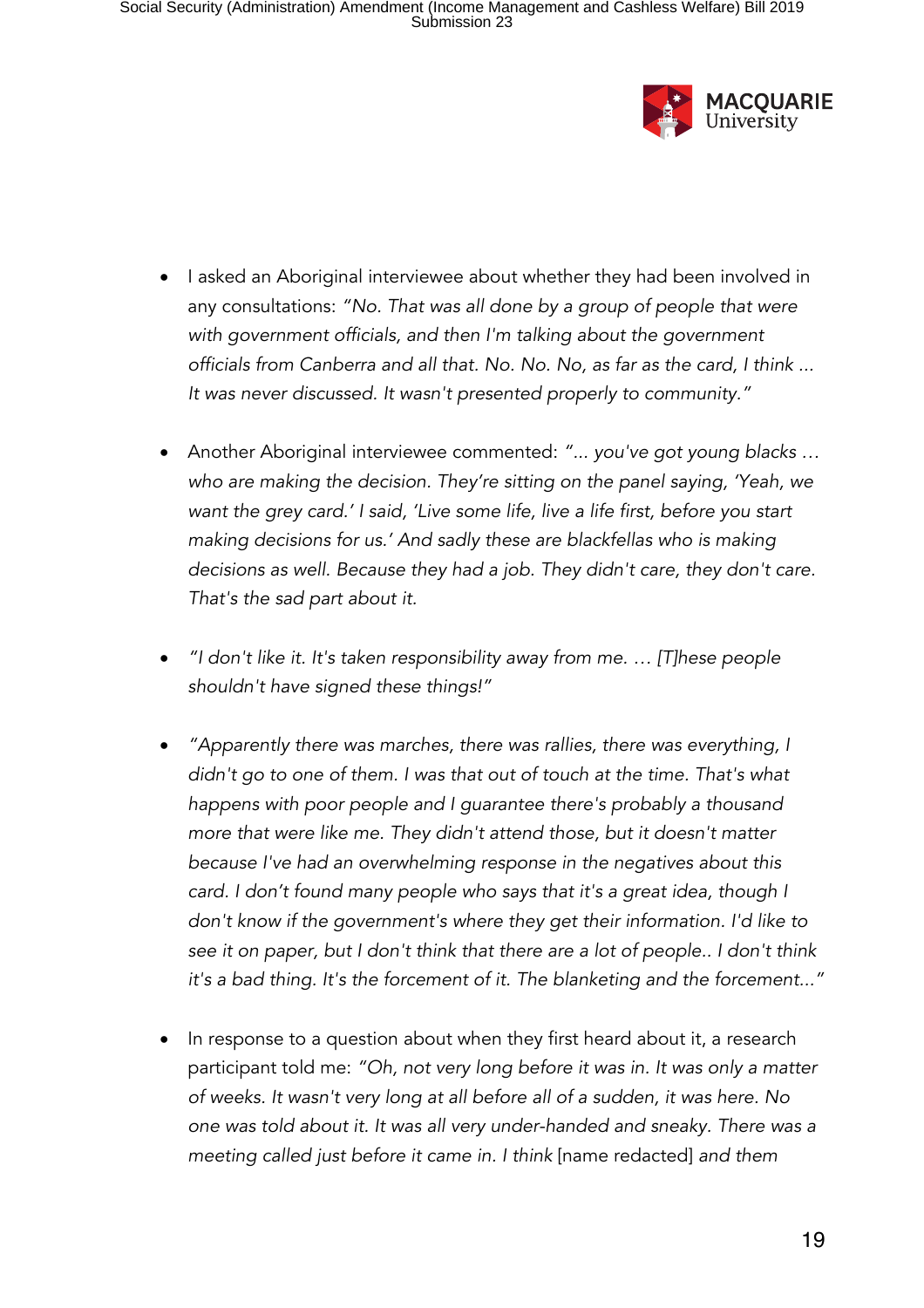- I asked an Aboriginal interviewee about whether they had been involved in any consultations: *"No. That was all done by a group of people that were with government officials, and then I'm talking about the government officials from Canberra and all that. No. No. No, as far as the card, I think ... It was never discussed. It wasn't presented properly to community."*

- Another Aboriginal interviewee commented: *"... you've got young blacks … who are making the decision. They're sitting on the panel saying, 'Yeah, we want the grey card.' I said, 'Live some life, live a life first, before you start making decisions for us.' And sadly these are blackfellas who is making decisions as well. Because they had a job. They didn't care, they don't care. That's the sad part about it.*

- *"I don't like it. It's taken responsibility away from me. … [T]hese people shouldn't have signed these things!"*

- *"Apparently there was marches, there was rallies, there was everything, I didn't go to one of them. I was that out of touch at the time. That's what happens with poor people and I guarantee there's probably a thousand more that were like me. They didn't attend those, but it doesn't matter because I've had an overwhelming response in the negatives about this card. I don't found many people who says that it's a great idea, though I don't know if the government's where they get their information. I'd like to see it on paper, but I don't think that there are a lot of people.. I don't think it's a bad thing. It's the forcement of it. The blanketing and the forcement..."*

- In response to a question about when they first heard about it, a research participant told me: *"Oh, not very long before it was in. It was only a matter of weeks. It wasn't very long at all before all of a sudden, it was here. No one was told about it. It was all very under-handed and sneaky. There was a meeting called just before it came in. I think* [name redacted] *and them*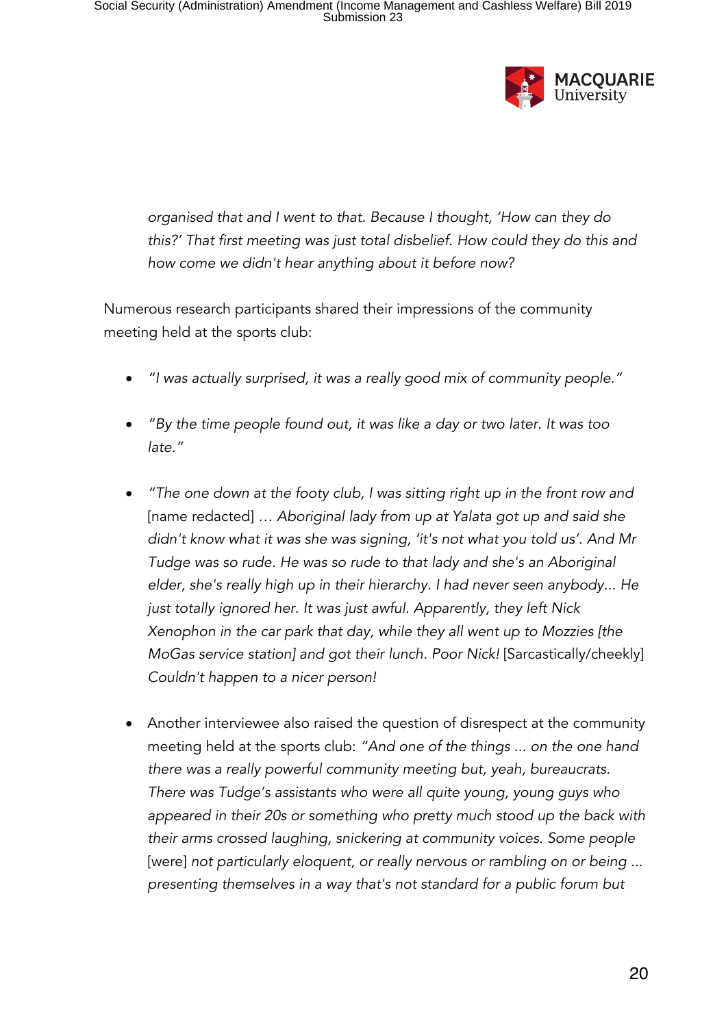*organised that and I went to that. Because I thought, 'How can they do this?' That first meeting was just total disbelief. How could they do this and how come we didn't hear anything about it before now?*

Numerous research participants shared their impressions of the community meeting held at the sports club:

- *"I was actually surprised, it was a really good mix of community people."*

- *"By the time people found out, it was like a day or two later. It was too late."*

- *"The one down at the footy club, I was sitting right up in the front row and* [name redacted] *… Aboriginal lady from up at Yalata got up and said she didn't know what it was she was signing, 'it's not what you told us'. And Mr Tudge was so rude. He was so rude to that lady and she's an Aboriginal elder, she's really high up in their hierarchy. I had never seen anybody... He just totally ignored her. It was just awful. Apparently, they left Nick Xenophon in the car park that day, while they all went up to Mozzies [the MoGas service station] and got their lunch. Poor Nick!* [Sarcastically/cheekly] *Couldn't happen to a nicer person!*

- Another interviewee also raised the question of disrespect at the community meeting held at the sports club: *"And one of the things ... on the one hand there was a really powerful community meeting but, yeah, bureaucrats. There was Tudge's assistants who were all quite young, young guys who appeared in their 20s or something who pretty much stood up the back with their arms crossed laughing, snickering at community voices. Some people* [were] *not particularly eloquent, or really nervous or rambling on or being ... presenting themselves in a way that's not standard for a public forum but*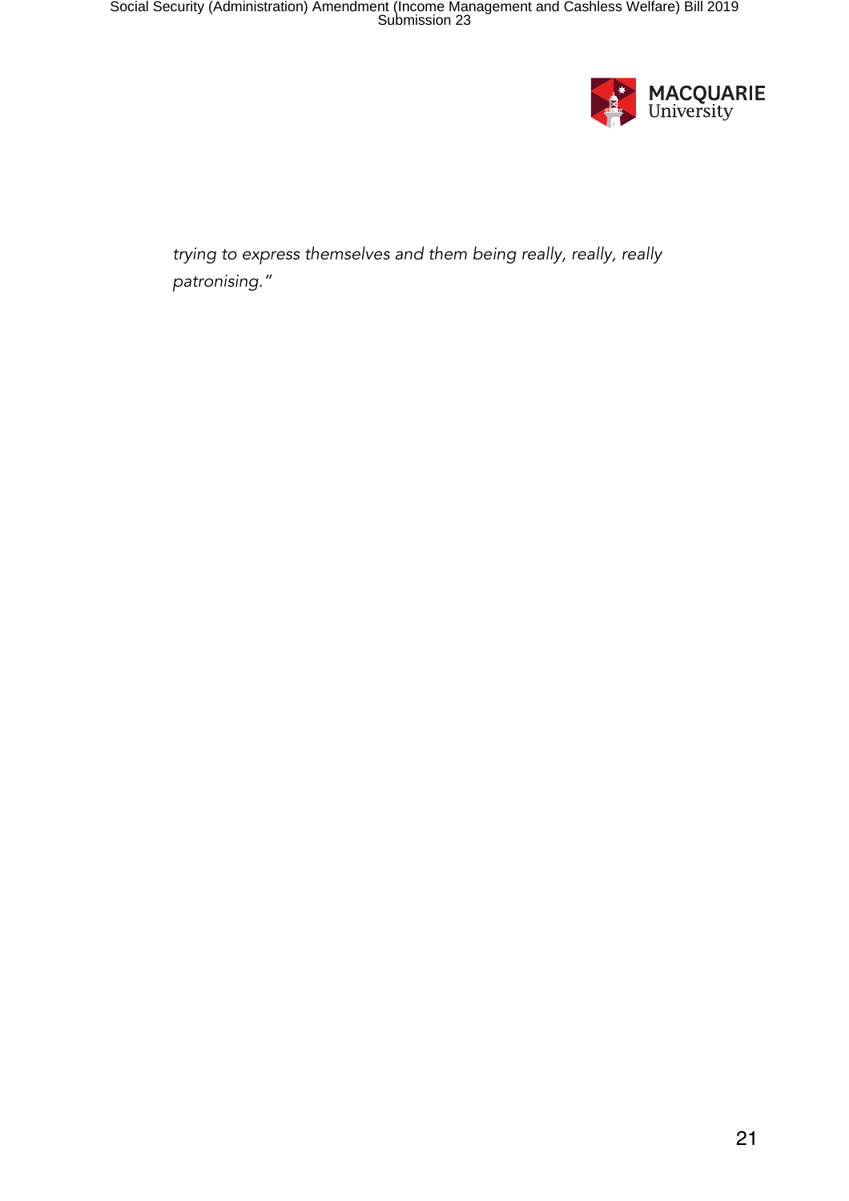*trying to express themselves and them being really, really, really patronising."*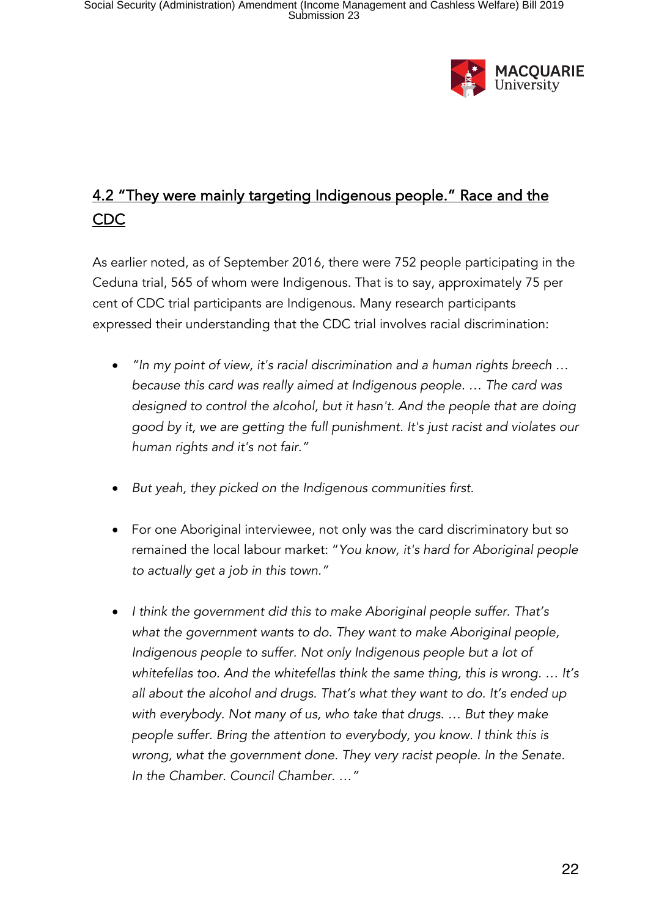## 4.2 "They were mainly targeting Indigenous people." Race and the CDC

As earlier noted, as of September 2016, there were 752 people participating in the Ceduna trial, 565 of whom were Indigenous. That is to say, approximately 75 per cent of CDC trial participants are Indigenous. Many research participants expressed their understanding that the CDC trial involves racial discrimination:

- *"In my point of view, it's racial discrimination and a human rights breech … because this card was really aimed at Indigenous people. … The card was designed to control the alcohol, but it hasn't. And the people that are doing good by it, we are getting the full punishment. It's just racist and violates our human rights and it's not fair."*

- *But yeah, they picked on the Indigenous communities first.*

- For one Aboriginal interviewee, not only was the card discriminatory but so remained the local labour market: "*You know, it's hard for Aboriginal people to actually get a job in this town.*"

- *I think the government did this to make Aboriginal people suffer. That's what the government wants to do. They want to make Aboriginal people, Indigenous people to suffer. Not only Indigenous people but a lot of whitefellas too. And the whitefellas think the same thing, this is wrong. … It's all about the alcohol and drugs. That's what they want to do. It's ended up with everybody. Not many of us, who take that drugs. … But they make people suffer. Bring the attention to everybody, you know. I think this is wrong, what the government done. They very racist people. In the Senate. In the Chamber. Council Chamber. …"*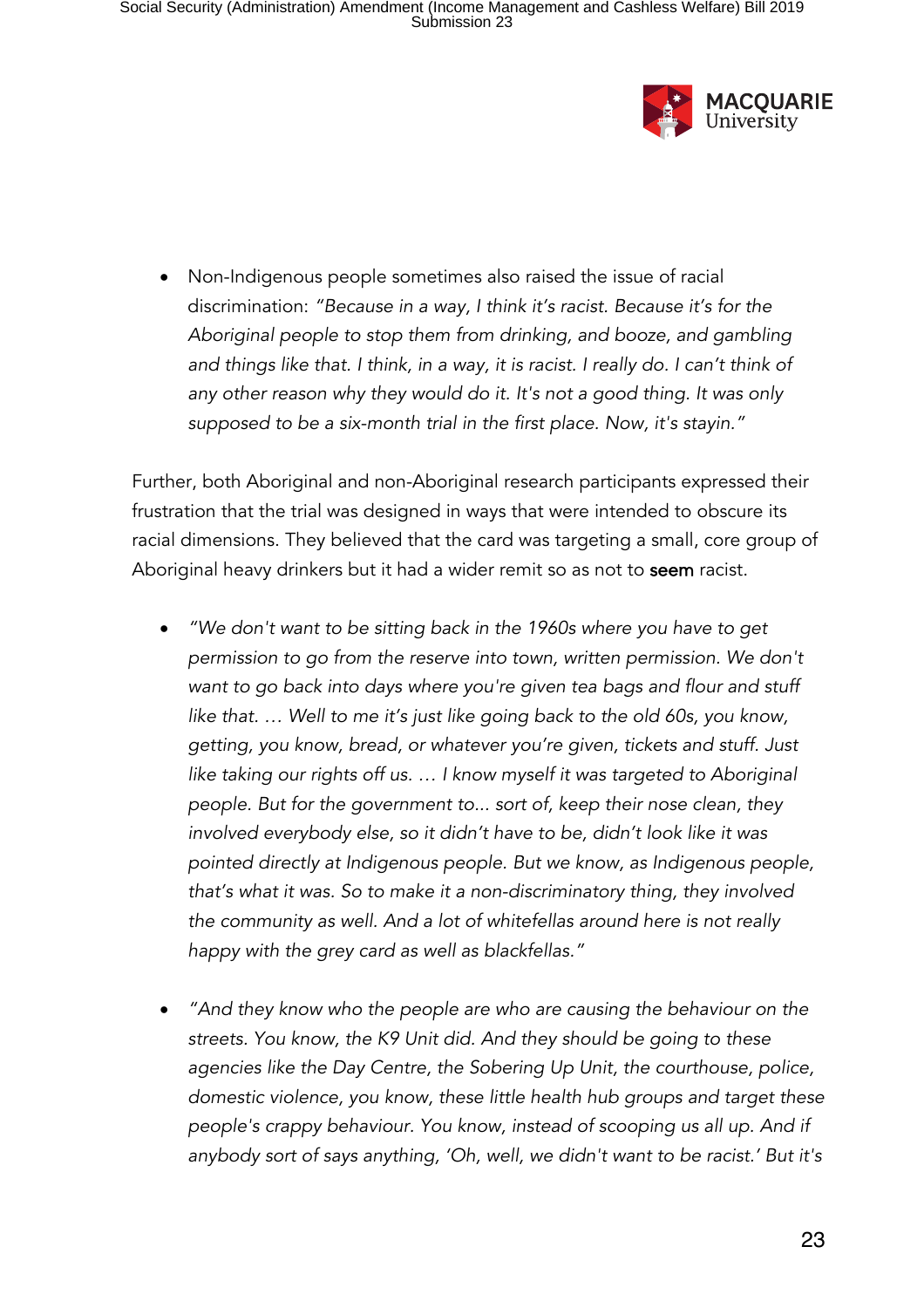- Non-Indigenous people sometimes also raised the issue of racial discrimination: *"Because in a way, I think it's racist. Because it's for the Aboriginal people to stop them from drinking, and booze, and gambling and things like that. I think, in a way, it is racist. I really do. I can't think of any other reason why they would do it. It's not a good thing. It was only supposed to be a six-month trial in the first place. Now, it's stayin."*

Further, both Aboriginal and non-Aboriginal research participants expressed their frustration that the trial was designed in ways that were intended to obscure its racial dimensions. They believed that the card was targeting a small, core group of Aboriginal heavy drinkers but it had a wider remit so as not to **seem** racist.

- *"We don't want to be sitting back in the 1960s where you have to get permission to go from the reserve into town, written permission. We don't want to go back into days where you're given tea bags and flour and stuff like that. … Well to me it's just like going back to the old 60s, you know, getting, you know, bread, or whatever you're given, tickets and stuff. Just like taking our rights off us. … I know myself it was targeted to Aboriginal people. But for the government to... sort of, keep their nose clean, they involved everybody else, so it didn't have to be, didn't look like it was pointed directly at Indigenous people. But we know, as Indigenous people, that's what it was. So to make it a non-discriminatory thing, they involved the community as well. And a lot of whitefellas around here is not really happy with the grey card as well as blackfellas."*

- *"And they know who the people are who are causing the behaviour on the streets. You know, the K9 Unit did. And they should be going to these agencies like the Day Centre, the Sobering Up Unit, the courthouse, police, domestic violence, you know, these little health hub groups and target these people's crappy behaviour. You know, instead of scooping us all up. And if anybody sort of says anything, 'Oh, well, we didn't want to be racist.' But it's*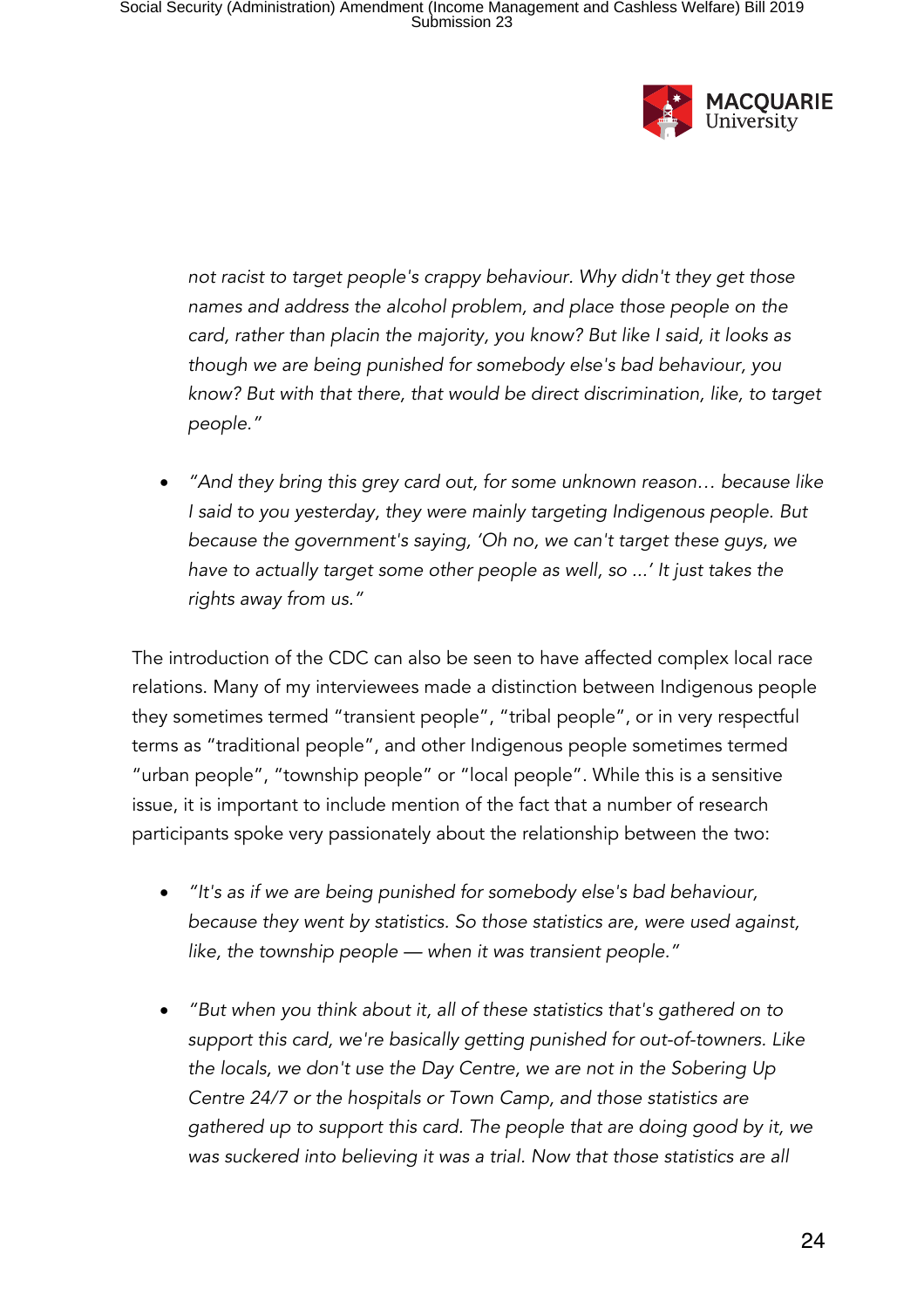*not racist to target people's crappy behaviour. Why didn't they get those names and address the alcohol problem, and place those people on the card, rather than placin the majority, you know? But like I said, it looks as though we are being punished for somebody else's bad behaviour, you know? But with that there, that would be direct discrimination, like, to target people."*

- *"And they bring this grey card out, for some unknown reason… because like I said to you yesterday, they were mainly targeting Indigenous people. But because the government's saying, 'Oh no, we can't target these guys, we have to actually target some other people as well, so ...' It just takes the rights away from us."*

The introduction of the CDC can also be seen to have affected complex local race relations. Many of my interviewees made a distinction between Indigenous people they sometimes termed "transient people", "tribal people", or in very respectful terms as "traditional people", and other Indigenous people sometimes termed "urban people", "township people" or "local people". While this is a sensitive issue, it is important to include mention of the fact that a number of research participants spoke very passionately about the relationship between the two:

- *"It's as if we are being punished for somebody else's bad behaviour, because they went by statistics. So those statistics are, were used against, like, the township people — when it was transient people."*

- *"But when you think about it, all of these statistics that's gathered on to support this card, we're basically getting punished for out-of-towners. Like the locals, we don't use the Day Centre, we are not in the Sobering Up Centre 24/7 or the hospitals or Town Camp, and those statistics are gathered up to support this card. The people that are doing good by it, we was suckered into believing it was a trial. Now that those statistics are all*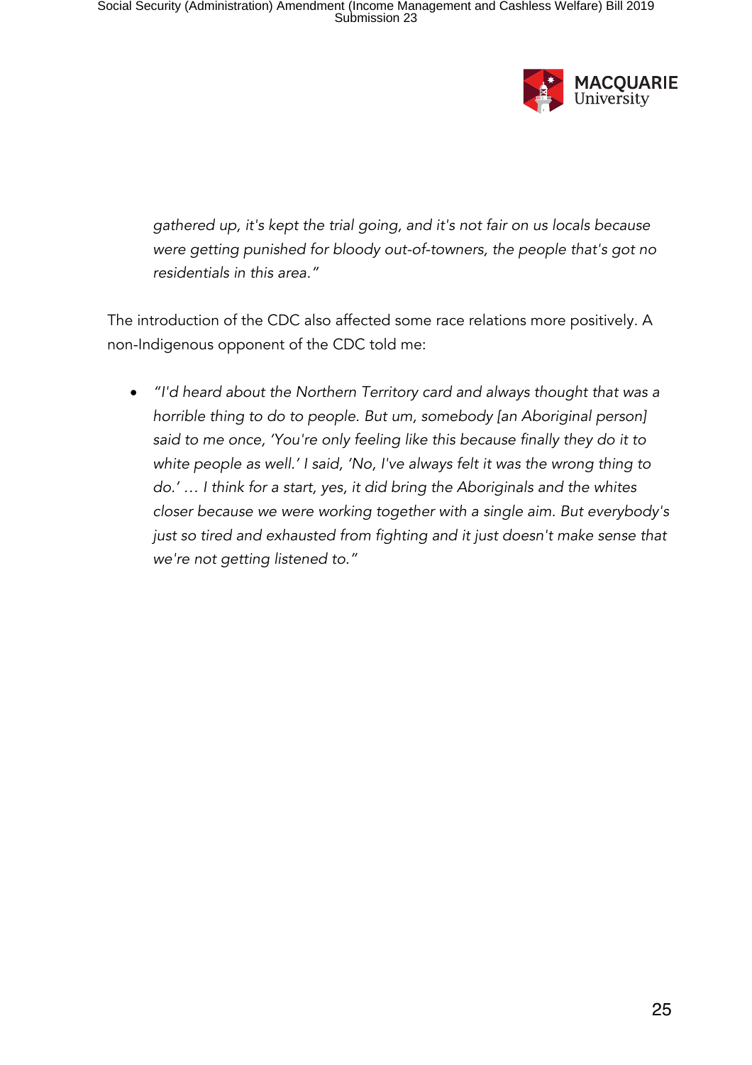*gathered up, it's kept the trial going, and it's not fair on us locals because were getting punished for bloody out-of-towners, the people that's got no residentials in this area."*

The introduction of the CDC also affected some race relations more positively. A non-Indigenous opponent of the CDC told me:

- *"I'd heard about the Northern Territory card and always thought that was a horrible thing to do to people. But um, somebody [an Aboriginal person] said to me once, 'You're only feeling like this because finally they do it to white people as well.' I said, 'No, I've always felt it was the wrong thing to do.' … I think for a start, yes, it did bring the Aboriginals and the whites closer because we were working together with a single aim. But everybody's just so tired and exhausted from fighting and it just doesn't make sense that we're not getting listened to."*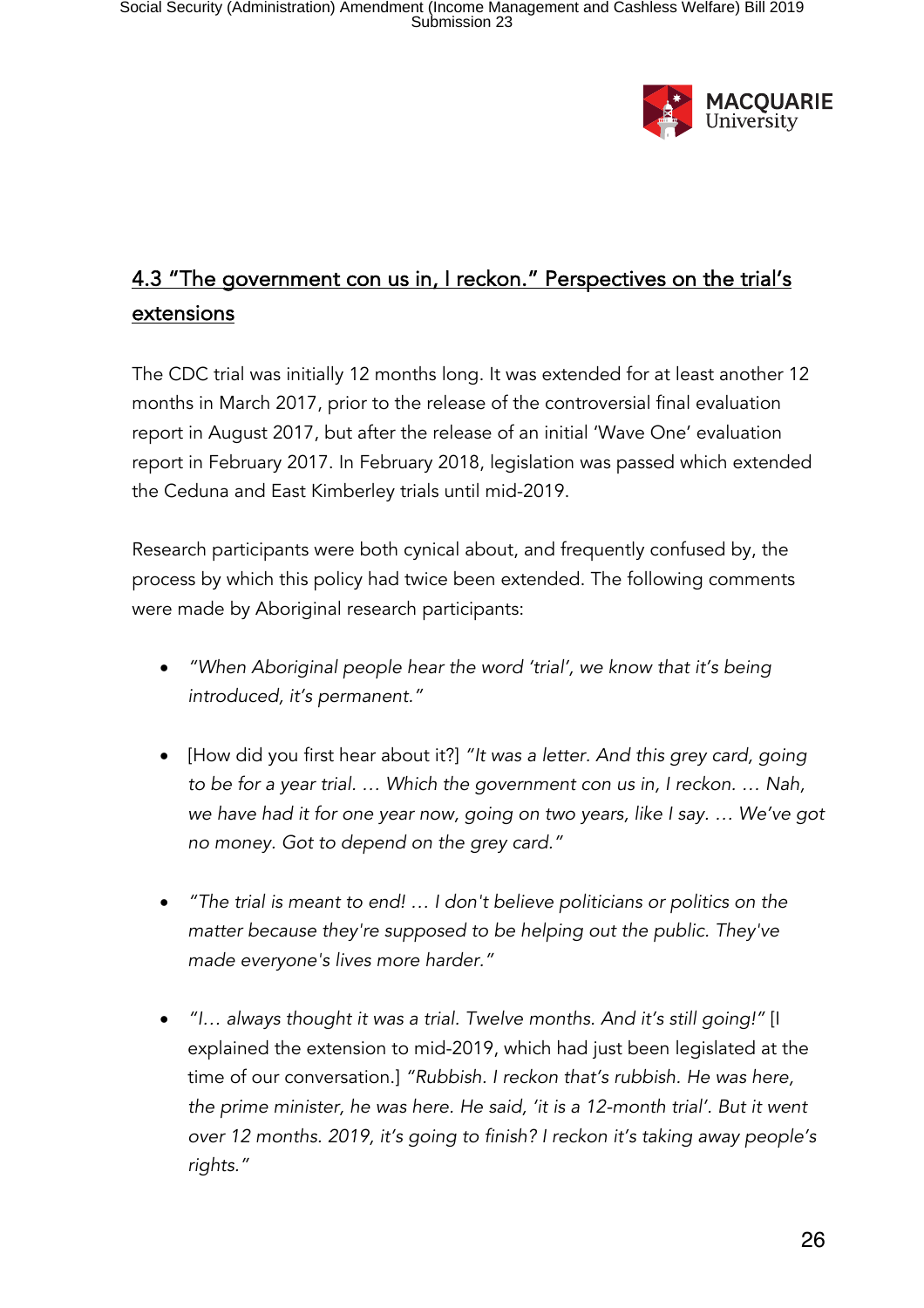## 4.3 "The government con us in, I reckon." Perspectives on the trial's extensions

The CDC trial was initially 12 months long. It was extended for at least another 12 months in March 2017, prior to the release of the controversial final evaluation report in August 2017, but after the release of an initial 'Wave One' evaluation report in February 2017. In February 2018, legislation was passed which extended the Ceduna and East Kimberley trials until mid-2019.

Research participants were both cynical about, and frequently confused by, the process by which this policy had twice been extended. The following comments were made by Aboriginal research participants:

- *"When Aboriginal people hear the word 'trial', we know that it's being introduced, it's permanent."*
- [How did you first hear about it?] *"It was a letter. And this grey card, going to be for a year trial. … Which the government con us in, I reckon. … Nah, we have had it for one year now, going on two years, like I say. … We've got no money. Got to depend on the grey card."*
- *"The trial is meant to end! … I don't believe politicians or politics on the matter because they're supposed to be helping out the public. They've made everyone's lives more harder."*
- *"I… always thought it was a trial. Twelve months. And it's still going!"* [I explained the extension to mid-2019, which had just been legislated at the time of our conversation.] *"Rubbish. I reckon that's rubbish. He was here, the prime minister, he was here. He said, 'it is a 12-month trial'. But it went over 12 months. 2019, it's going to finish? I reckon it's taking away people's rights."*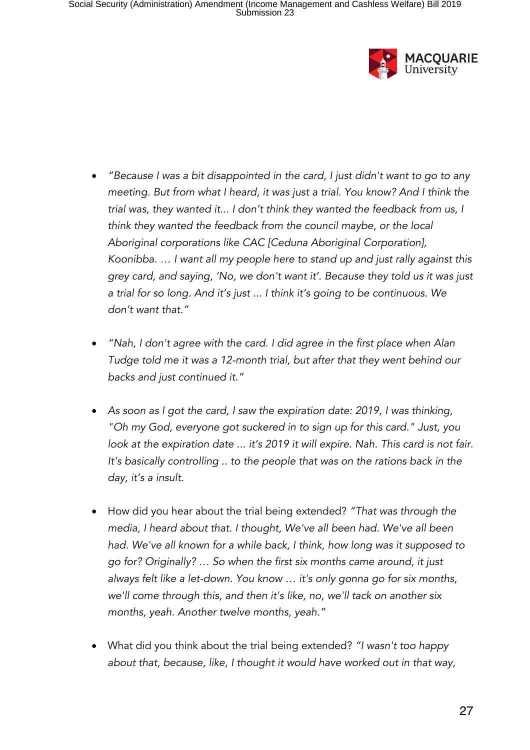- *"Because I was a bit disappointed in the card, I just didn't want to go to any meeting. But from what I heard, it was just a trial. You know? And I think the trial was, they wanted it... I don't think they wanted the feedback from us, I think they wanted the feedback from the council maybe, or the local Aboriginal corporations like CAC [Ceduna Aboriginal Corporation], Koonibba. … I want all my people here to stand up and just rally against this grey card, and saying, 'No, we don't want it'. Because they told us it was just a trial for so long. And it's just ... I think it's going to be continuous. We don't want that."*

- *"Nah, I don't agree with the card. I did agree in the first place when Alan Tudge told me it was a 12-month trial, but after that they went behind our backs and just continued it."*

- *As soon as I got the card, I saw the expiration date: 2019, I was thinking, "Oh my God, everyone got suckered in to sign up for this card." Just, you look at the expiration date ... it's 2019 it will expire. Nah. This card is not fair. It's basically controlling .. to the people that was on the rations back in the day, it's a insult.*

- How did you hear about the trial being extended? *"That was through the media, I heard about that. I thought, We've all been had. We've all been had. We've all known for a while back, I think, how long was it supposed to go for? Originally? … So when the first six months came around, it just always felt like a let-down. You know … it's only gonna go for six months, we'll come through this, and then it's like, no, we'll tack on another six months, yeah. Another twelve months, yeah."*

- What did you think about the trial being extended? *"I wasn't too happy about that, because, like, I thought it would have worked out in that way,*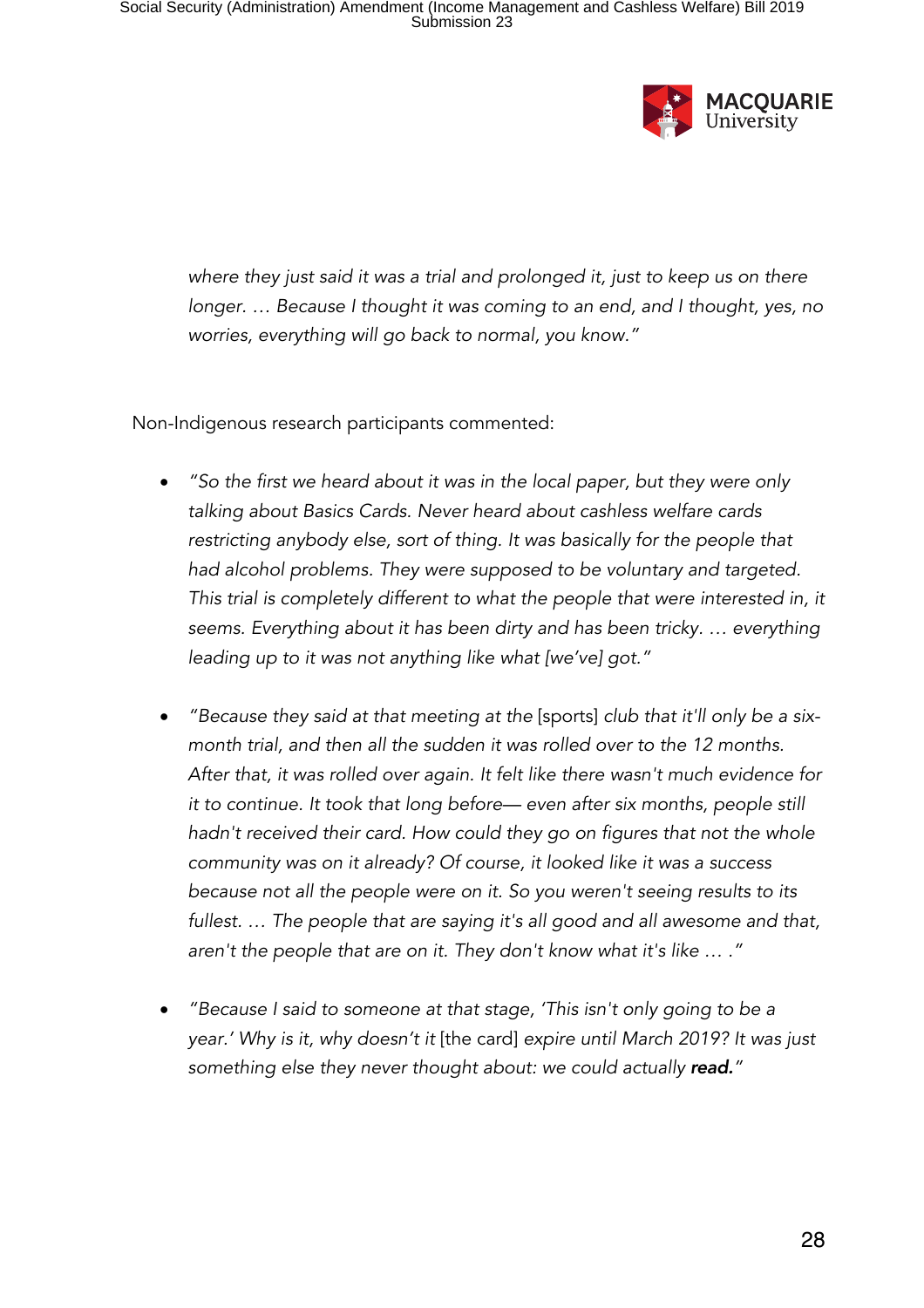*where they just said it was a trial and prolonged it, just to keep us on there longer. … Because I thought it was coming to an end, and I thought, yes, no worries, everything will go back to normal, you know."*

Non-Indigenous research participants commented:

- *"So the first we heard about it was in the local paper, but they were only talking about Basics Cards. Never heard about cashless welfare cards restricting anybody else, sort of thing. It was basically for the people that had alcohol problems. They were supposed to be voluntary and targeted. This trial is completely different to what the people that were interested in, it seems. Everything about it has been dirty and has been tricky. … everything leading up to it was not anything like what [we've] got."*

- *"Because they said at that meeting at the* [sports] *club that it'll only be a six-month trial, and then all the sudden it was rolled over to the 12 months. After that, it was rolled over again. It felt like there wasn't much evidence for it to continue. It took that long before— even after six months, people still hadn't received their card. How could they go on figures that not the whole community was on it already? Of course, it looked like it was a success because not all the people were on it. So you weren't seeing results to its fullest. … The people that are saying it's all good and all awesome and that, aren't the people that are on it. They don't know what it's like … ."*

- *"Because I said to someone at that stage, 'This isn't only going to be a year.' Why is it, why doesn't it* [the card] *expire until March 2019? It was just something else they never thought about: we could actually **read.**"*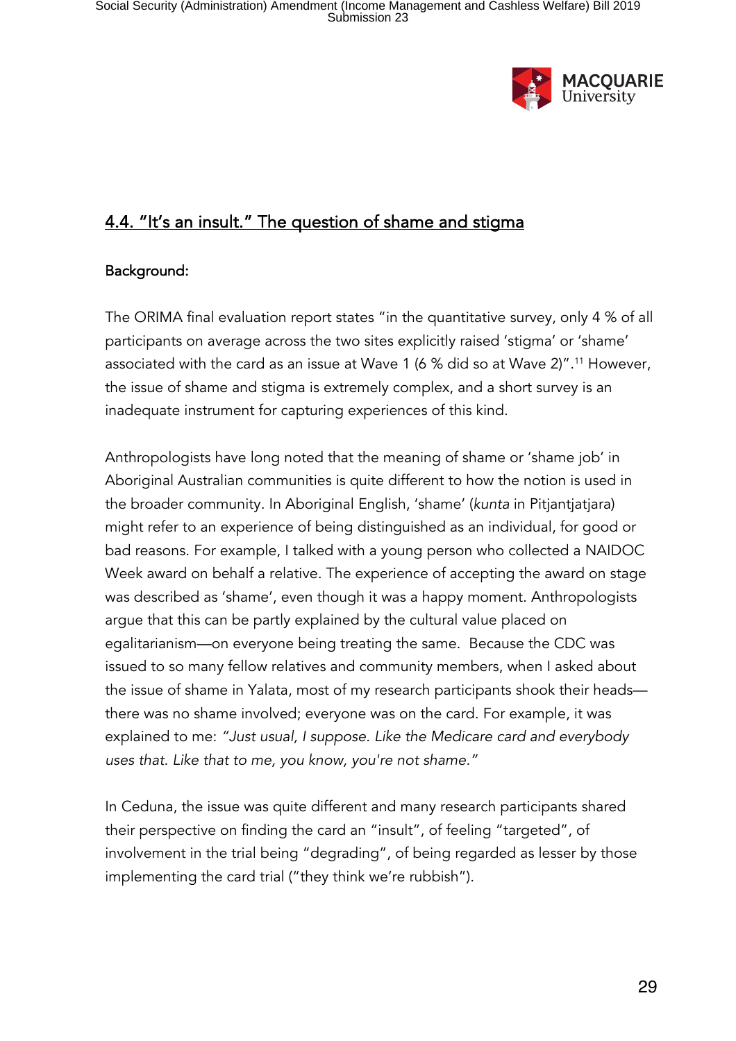## 4.4. "It's an insult." The question of shame and stigma

**Background:**

The ORIMA final evaluation report states "in the quantitative survey, only 4 % of all participants on average across the two sites explicitly raised 'stigma' or 'shame' associated with the card as an issue at Wave 1 (6 % did so at Wave 2)".[11] However, the issue of shame and stigma is extremely complex, and a short survey is an inadequate instrument for capturing experiences of this kind.

Anthropologists have long noted that the meaning of shame or 'shame job' in Aboriginal Australian communities is quite different to how the notion is used in the broader community. In Aboriginal English, 'shame' (*kunta* in Pitjantjatjara) might refer to an experience of being distinguished as an individual, for good or bad reasons. For example, I talked with a young person who collected a NAIDOC Week award on behalf a relative. The experience of accepting the award on stage was described as 'shame', even though it was a happy moment. Anthropologists argue that this can be partly explained by the cultural value placed on egalitarianism—on everyone being treating the same. Because the CDC was issued to so many fellow relatives and community members, when I asked about the issue of shame in Yalata, most of my research participants shook their heads—there was no shame involved; everyone was on the card. For example, it was explained to me: *"Just usual, I suppose. Like the Medicare card and everybody uses that. Like that to me, you know, you're not shame."*

In Ceduna, the issue was quite different and many research participants shared their perspective on finding the card an "insult", of feeling "targeted", of involvement in the trial being "degrading", of being regarded as lesser by those implementing the card trial ("they think we're rubbish").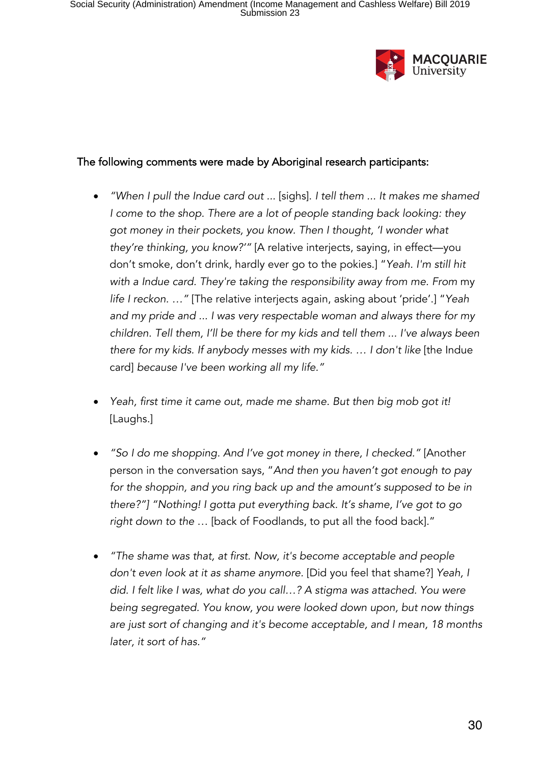The following comments were made by Aboriginal research participants:

- *"When I pull the Indue card out ...* [sighs]. *I tell them ... It makes me shamed I come to the shop. There are a lot of people standing back looking: they got money in their pockets, you know. Then I thought, 'I wonder what they're thinking, you know?'"* [A relative interjects, saying, in effect—you don't smoke, don't drink, hardly ever go to the pokies.] "*Yeah. I'm still hit with a Indue card. They're taking the responsibility away from me. From* my *life I reckon. …"* [The relative interjects again, asking about 'pride'.] "*Yeah and my pride and ... I was very respectable woman and always there for my children. Tell them, I'll be there for my kids and tell them ... I've always been there for my kids. If anybody messes with my kids. … I don't like* [the Indue card] *because I've been working all my life."*

- *Yeah, first time it came out, made me shame. But then big mob got it!* [Laughs.]

- *"So I do me shopping. And I've got money in there, I checked."* [Another person in the conversation says, "*And then you haven't got enough to pay for the shoppin, and you ring back up and the amount's supposed to be in there?"*] *"Nothing! I gotta put everything back. It's shame, I've got to go right down to the …* [back of Foodlands, to put all the food back]."

- *"The shame was that, at first. Now, it's become acceptable and people don't even look at it as shame anymore*. [Did you feel that shame?] *Yeah, I did. I felt like I was, what do you call…? A stigma was attached. You were being segregated. You know, you were looked down upon, but now things are just sort of changing and it's become acceptable, and I mean, 18 months later, it sort of has."*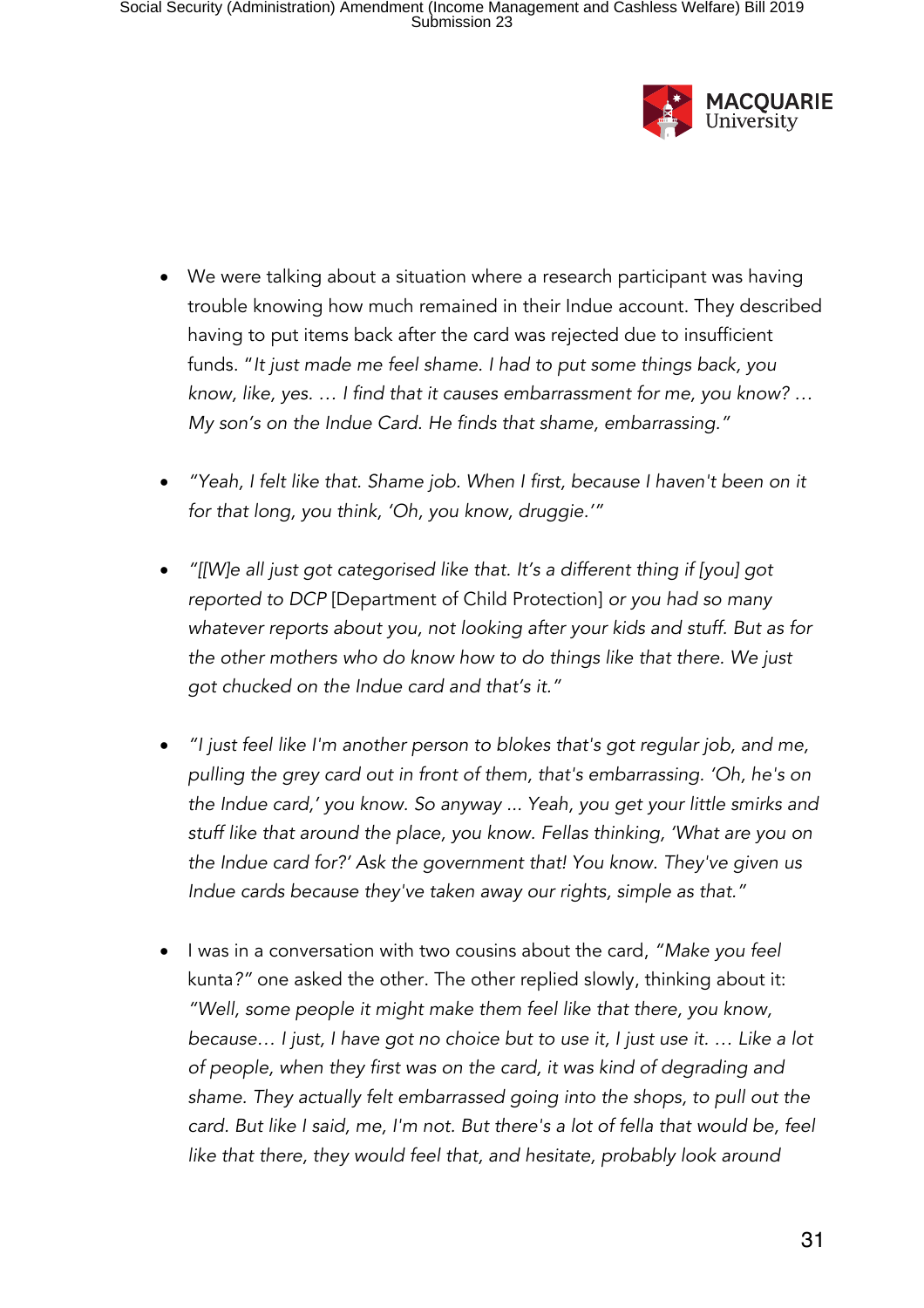- We were talking about a situation where a research participant was having trouble knowing how much remained in their Indue account. They described having to put items back after the card was rejected due to insufficient funds. "*It just made me feel shame. I had to put some things back, you know, like, yes. … I find that it causes embarrassment for me, you know? … My son's on the Indue Card. He finds that shame, embarrassing.*"

- *"Yeah, I felt like that. Shame job. When I first, because I haven't been on it for that long, you think, 'Oh, you know, druggie.'"*

- *"[[W]e all just got categorised like that. It's a different thing if [you] got reported to DCP* [Department of Child Protection] *or you had so many whatever reports about you, not looking after your kids and stuff. But as for the other mothers who do know how to do things like that there. We just got chucked on the Indue card and that's it."*

- *"I just feel like I'm another person to blokes that's got regular job, and me, pulling the grey card out in front of them, that's embarrassing. 'Oh, he's on the Indue card,' you know. So anyway ... Yeah, you get your little smirks and stuff like that around the place, you know. Fellas thinking, 'What are you on the Indue card for?' Ask the government that! You know. They've given us Indue cards because they've taken away our rights, simple as that."*

- I was in a conversation with two cousins about the card, "*Make you feel* kunta*?*" one asked the other. The other replied slowly, thinking about it: *"Well, some people it might make them feel like that there, you know, because… I just, I have got no choice but to use it, I just use it. … Like a lot of people, when they first was on the card, it was kind of degrading and shame. They actually felt embarrassed going into the shops, to pull out the card. But like I said, me, I'm not. But there's a lot of fella that would be, feel like that there, they would feel that, and hesitate, probably look around*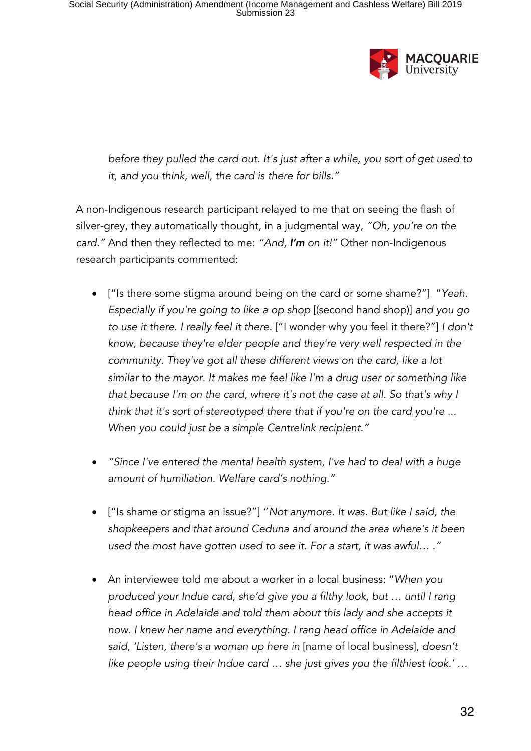*before they pulled the card out. It's just after a while, you sort of get used to it, and you think, well, the card is there for bills."*

A non-Indigenous research participant relayed to me that on seeing the flash of silver-grey, they automatically thought, in a judgmental way, *"Oh, you're on the card."* And then they reflected to me: *"And, **I'm** on it!"* Other non-Indigenous research participants commented:

- ["Is there some stigma around being on the card or some shame?"] *"Yeah. Especially if you're going to like a op shop* [(second hand shop)] *and you go to use it there. I really feel it there.* ["I wonder why you feel it there?"] *I don't know, because they're elder people and they're very well respected in the community. They've got all these different views on the card, like a lot similar to the mayor. It makes me feel like I'm a drug user or something like that because I'm on the card, where it's not the case at all. So that's why I think that it's sort of stereotyped there that if you're on the card you're ... When you could just be a simple Centrelink recipient."*

- *"Since I've entered the mental health system, I've had to deal with a huge amount of humiliation. Welfare card's nothing."*

- ["Is shame or stigma an issue?"] "*Not anymore. It was. But like I said, the shopkeepers and that around Ceduna and around the area where's it been used the most have gotten used to see it. For a start, it was awful… ."*

- An interviewee told me about a worker in a local business: "*When you produced your Indue card, she'd give you a filthy look, but … until I rang head office in Adelaide and told them about this lady and she accepts it now. I knew her name and everything. I rang head office in Adelaide and said, 'Listen, there's a woman up here in* [name of local business], *doesn't like people using their Indue card … she just gives you the filthiest look.' …*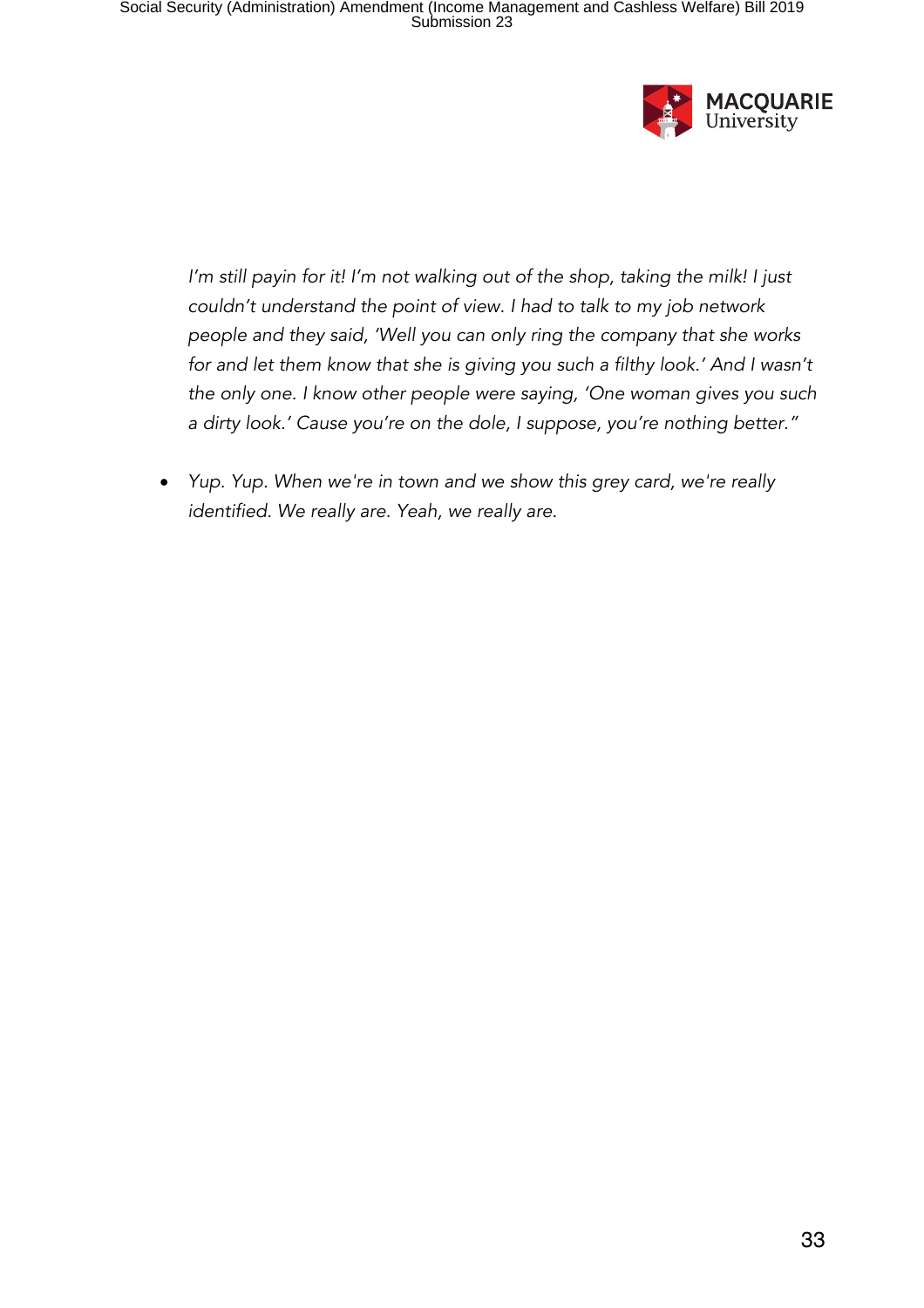*I'm still payin for it! I'm not walking out of the shop, taking the milk! I just couldn't understand the point of view. I had to talk to my job network people and they said, 'Well you can only ring the company that she works for and let them know that she is giving you such a filthy look.' And I wasn't the only one. I know other people were saying, 'One woman gives you such a dirty look.' Cause you're on the dole, I suppose, you're nothing better."*

- *Yup. Yup. When we're in town and we show this grey card, we're really identified. We really are. Yeah, we really are.*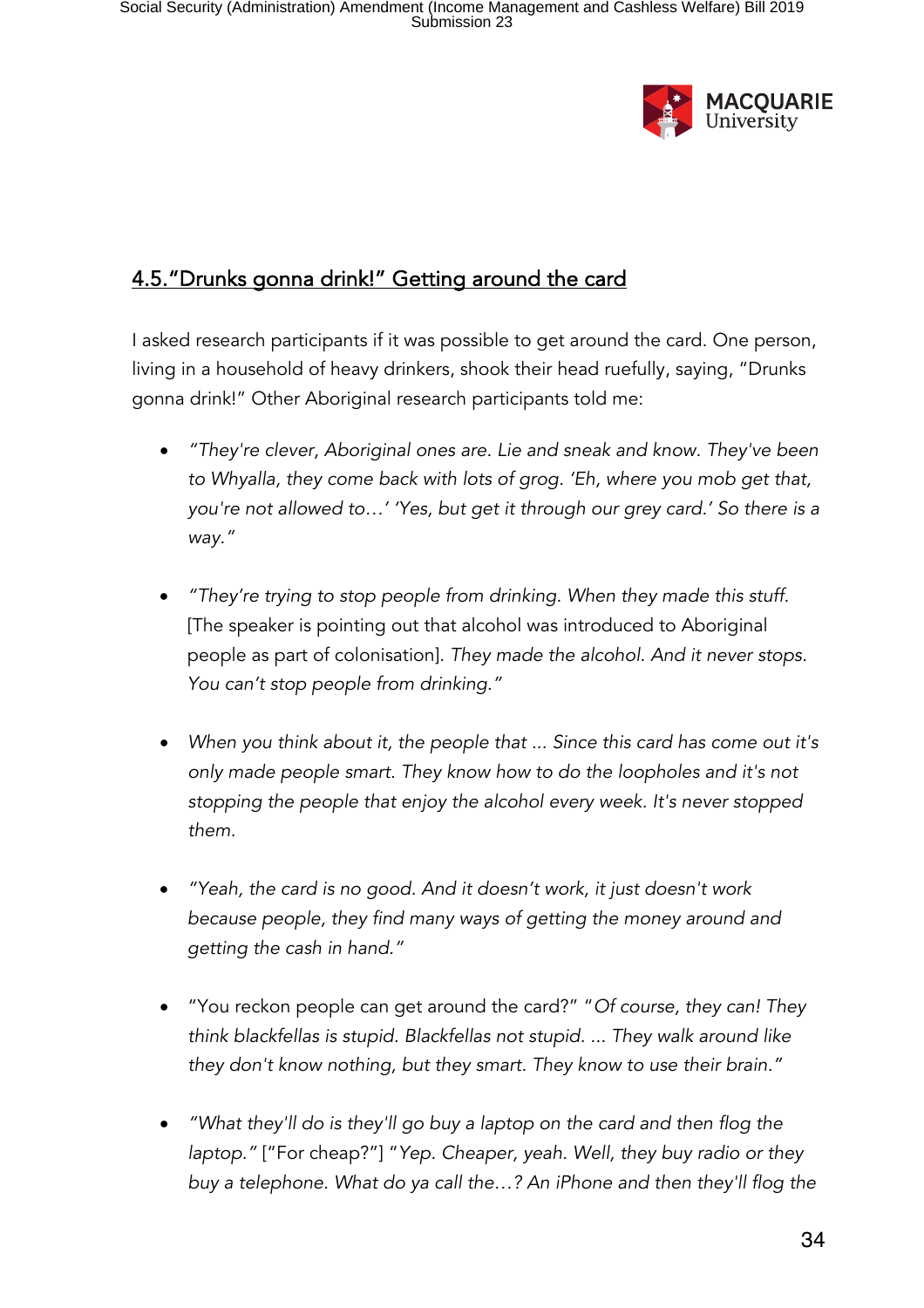## 4.5. "Drunks gonna drink!" Getting around the card

I asked research participants if it was possible to get around the card. One person, living in a household of heavy drinkers, shook their head ruefully, saying, "Drunks gonna drink!" Other Aboriginal research participants told me:

- *"They're clever, Aboriginal ones are. Lie and sneak and know. They've been to Whyalla, they come back with lots of grog. 'Eh, where you mob get that, you're not allowed to…' 'Yes, but get it through our grey card.' So there is a way."*

- *"They're trying to stop people from drinking. When they made this stuff.* [The speaker is pointing out that alcohol was introduced to Aboriginal people as part of colonisation]. *They made the alcohol. And it never stops. You can't stop people from drinking."*

- *When you think about it, the people that ... Since this card has come out it's only made people smart. They know how to do the loopholes and it's not stopping the people that enjoy the alcohol every week. It's never stopped them.*

- *"Yeah, the card is no good. And it doesn't work, it just doesn't work because people, they find many ways of getting the money around and getting the cash in hand."*

- "You reckon people can get around the card?" *"Of course, they can! They think blackfellas is stupid. Blackfellas not stupid. ... They walk around like they don't know nothing, but they smart. They know to use their brain."*

- *"What they'll do is they'll go buy a laptop on the card and then flog the laptop."* ["For cheap?"] *"Yep. Cheaper, yeah. Well, they buy radio or they buy a telephone. What do ya call the…? An iPhone and then they'll flog the*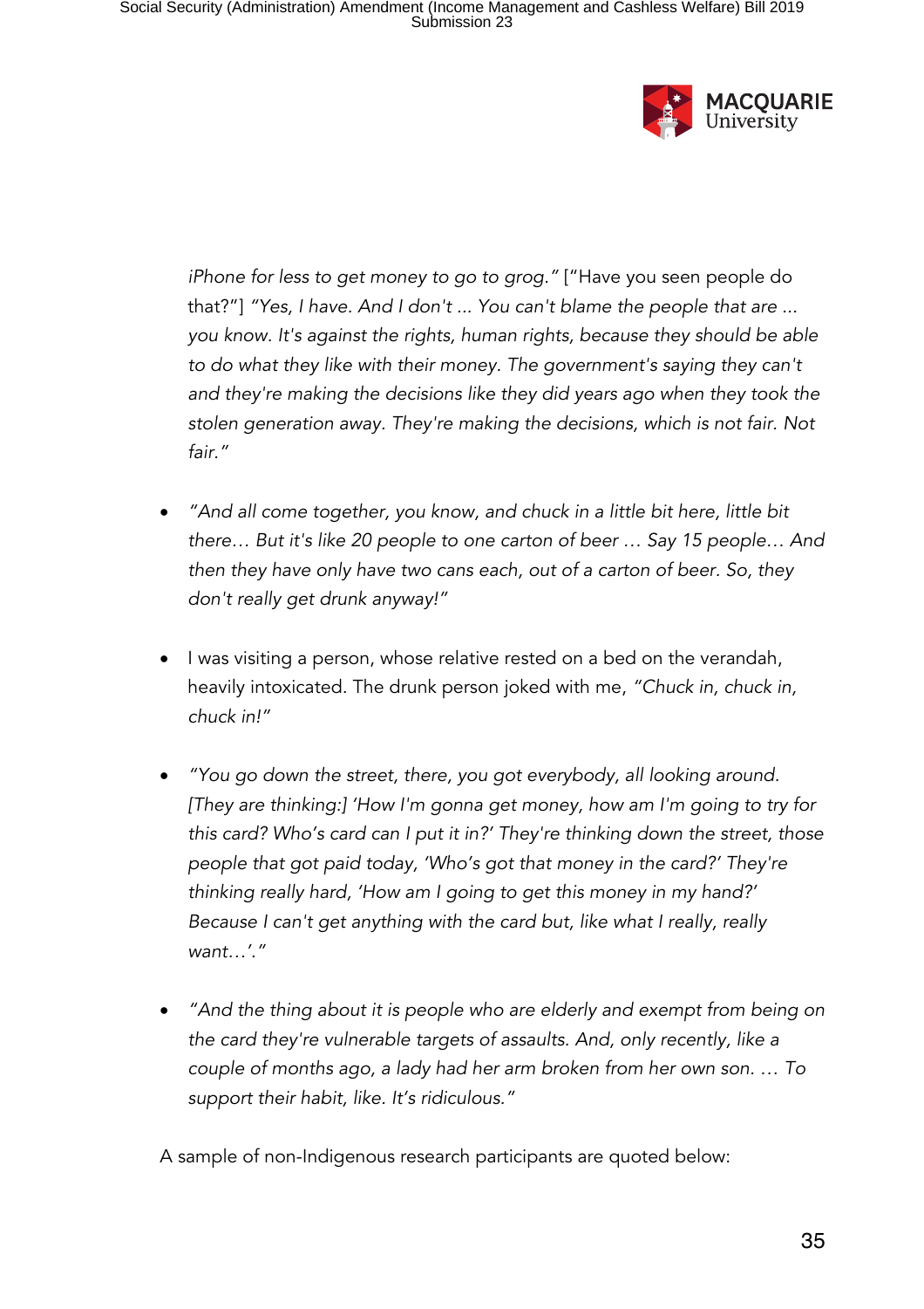*iPhone for less to get money to go to grog."* ["Have you seen people do that?"] *"Yes, I have. And I don't ... You can't blame the people that are ... you know. It's against the rights, human rights, because they should be able to do what they like with their money. The government's saying they can't and they're making the decisions like they did years ago when they took the stolen generation away. They're making the decisions, which is not fair. Not fair."*

- *"And all come together, you know, and chuck in a little bit here, little bit there… But it's like 20 people to one carton of beer … Say 15 people… And then they have only have two cans each, out of a carton of beer. So, they don't really get drunk anyway!"*
- I was visiting a person, whose relative rested on a bed on the verandah, heavily intoxicated. The drunk person joked with me, *"Chuck in, chuck in, chuck in!"*
- *"You go down the street, there, you got everybody, all looking around. [They are thinking:] 'How I'm gonna get money, how am I'm going to try for this card? Who's card can I put it in?' They're thinking down the street, those people that got paid today, 'Who's got that money in the card?' They're thinking really hard, 'How am I going to get this money in my hand?' Because I can't get anything with the card but, like what I really, really want…'."*
- *"And the thing about it is people who are elderly and exempt from being on the card they're vulnerable targets of assaults. And, only recently, like a couple of months ago, a lady had her arm broken from her own son. … To support their habit, like. It's ridiculous."*

A sample of non-Indigenous research participants are quoted below: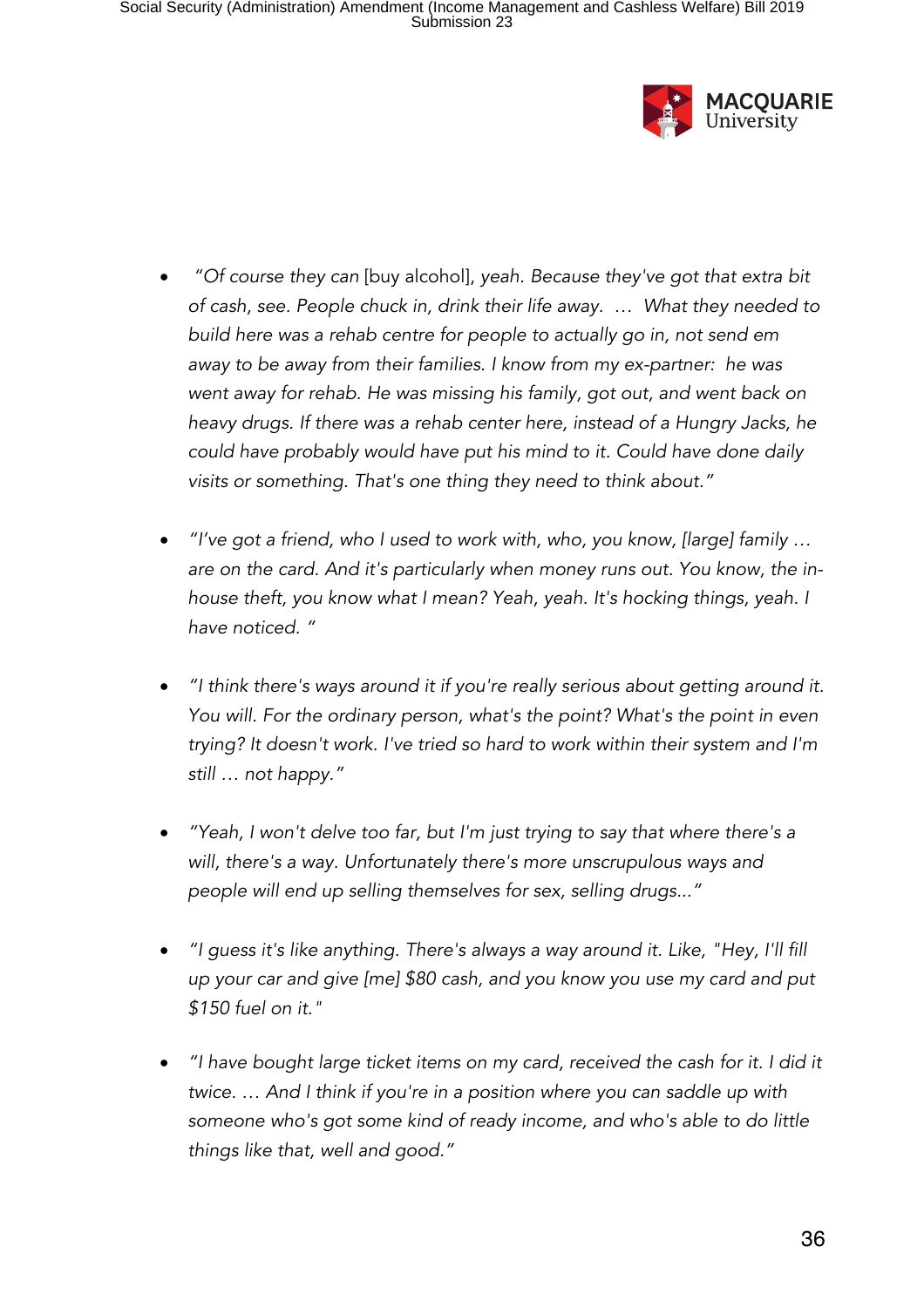- *"Of course they can* [buy alcohol]*, yeah. Because they've got that extra bit of cash, see. People chuck in, drink their life away. … What they needed to build here was a rehab centre for people to actually go in, not send em away to be away from their families. I know from my ex-partner: he was went away for rehab. He was missing his family, got out, and went back on heavy drugs. If there was a rehab center here, instead of a Hungry Jacks, he could have probably would have put his mind to it. Could have done daily visits or something. That's one thing they need to think about."*

- *"I've got a friend, who I used to work with, who, you know, [large] family … are on the card. And it's particularly when money runs out. You know, the in-house theft, you know what I mean? Yeah, yeah. It's hocking things, yeah. I have noticed. "*

- *"I think there's ways around it if you're really serious about getting around it. You will. For the ordinary person, what's the point? What's the point in even trying? It doesn't work. I've tried so hard to work within their system and I'm still … not happy."*

- *"Yeah, I won't delve too far, but I'm just trying to say that where there's a will, there's a way. Unfortunately there's more unscrupulous ways and people will end up selling themselves for sex, selling drugs..."*

- *"I guess it's like anything. There's always a way around it. Like, "Hey, I'll fill up your car and give [me] $80 cash, and you know you use my card and put $150 fuel on it."*

- *"I have bought large ticket items on my card, received the cash for it. I did it twice. … And I think if you're in a position where you can saddle up with someone who's got some kind of ready income, and who's able to do little things like that, well and good."*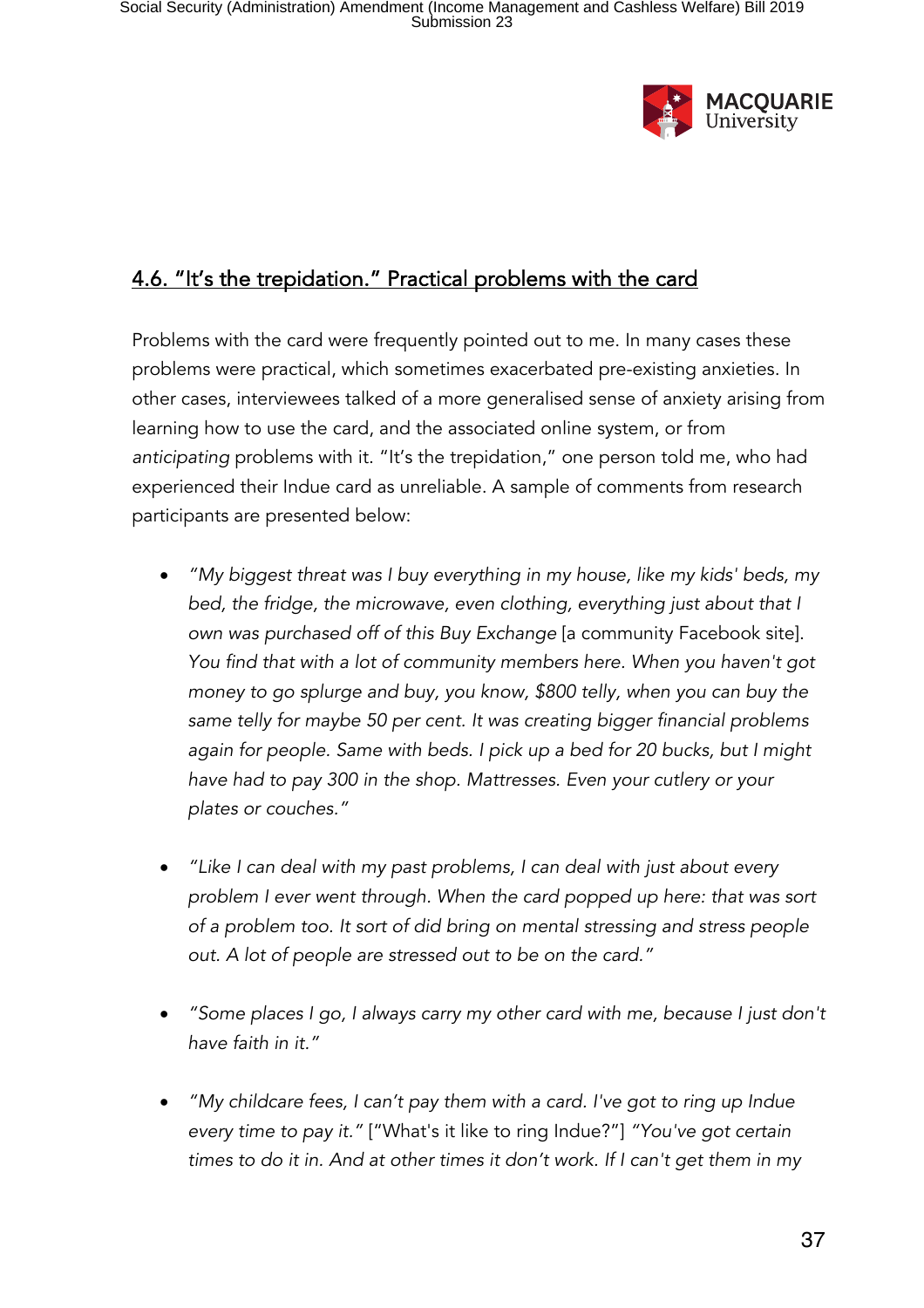## 4.6. "It's the trepidation." Practical problems with the card

Problems with the card were frequently pointed out to me. In many cases these problems were practical, which sometimes exacerbated pre-existing anxieties. In other cases, interviewees talked of a more generalised sense of anxiety arising from learning how to use the card, and the associated online system, or from *anticipating* problems with it. "It's the trepidation," one person told me, who had experienced their Indue card as unreliable. A sample of comments from research participants are presented below:

- *"My biggest threat was I buy everything in my house, like my kids' beds, my bed, the fridge, the microwave, even clothing, everything just about that I own was purchased off of this Buy Exchange* [a community Facebook site]. *You find that with a lot of community members here. When you haven't got money to go splurge and buy, you know, $800 telly, when you can buy the same telly for maybe 50 per cent. It was creating bigger financial problems again for people. Same with beds. I pick up a bed for 20 bucks, but I might have had to pay 300 in the shop. Mattresses. Even your cutlery or your plates or couches."*

- *"Like I can deal with my past problems, I can deal with just about every problem I ever went through. When the card popped up here: that was sort of a problem too. It sort of did bring on mental stressing and stress people out. A lot of people are stressed out to be on the card."*

- *"Some places I go, I always carry my other card with me, because I just don't have faith in it."*

- *"My childcare fees, I can't pay them with a card. I've got to ring up Indue every time to pay it."* ["What's it like to ring Indue?"] *"You've got certain times to do it in. And at other times it don't work. If I can't get them in my*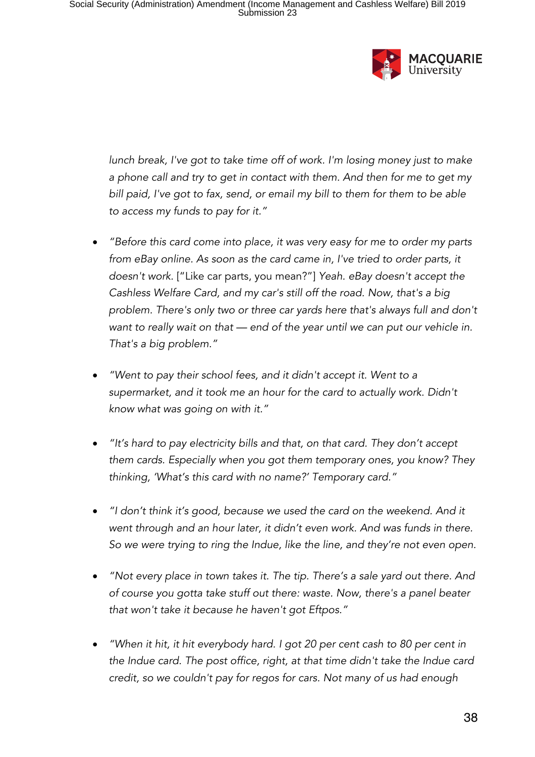*lunch break, I've got to take time off of work. I'm losing money just to make a phone call and try to get in contact with them. And then for me to get my bill paid, I've got to fax, send, or email my bill to them for them to be able to access my funds to pay for it."*

- *"Before this card come into place, it was very easy for me to order my parts from eBay online. As soon as the card came in, I've tried to order parts, it doesn't work.* ["Like car parts, you mean?"] *Yeah. eBay doesn't accept the Cashless Welfare Card, and my car's still off the road. Now, that's a big problem. There's only two or three car yards here that's always full and don't want to really wait on that — end of the year until we can put our vehicle in. That's a big problem."*

- *"Went to pay their school fees, and it didn't accept it. Went to a supermarket, and it took me an hour for the card to actually work. Didn't know what was going on with it."*

- *"It's hard to pay electricity bills and that, on that card. They don't accept them cards. Especially when you got them temporary ones, you know? They thinking, 'What's this card with no name?' Temporary card."*

- *"I don't think it's good, because we used the card on the weekend. And it went through and an hour later, it didn't even work. And was funds in there. So we were trying to ring the Indue, like the line, and they're not even open.*

- *"Not every place in town takes it. The tip. There's a sale yard out there. And of course you gotta take stuff out there: waste. Now, there's a panel beater that won't take it because he haven't got Eftpos."*

- *"When it hit, it hit everybody hard. I got 20 per cent cash to 80 per cent in the Indue card. The post office, right, at that time didn't take the Indue card credit, so we couldn't pay for regos for cars. Not many of us had enough*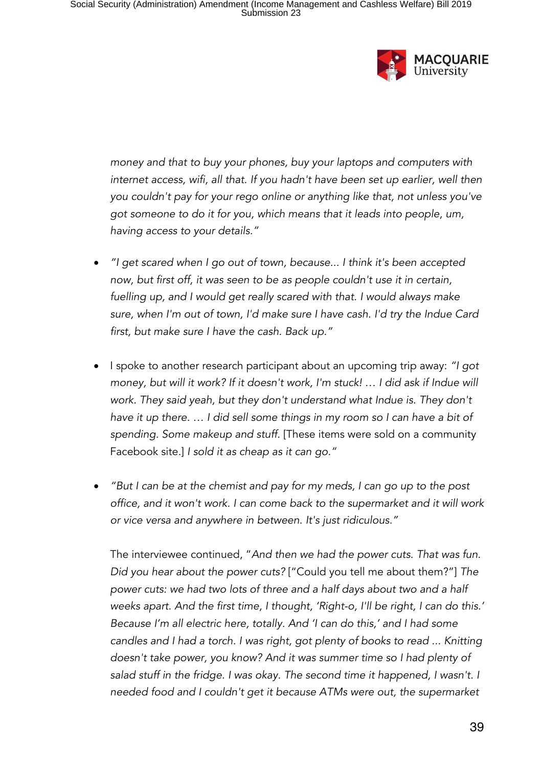*money and that to buy your phones, buy your laptops and computers with internet access, wifi, all that. If you hadn't have been set up earlier, well then you couldn't pay for your rego online or anything like that, not unless you've got someone to do it for you, which means that it leads into people, um, having access to your details."*

- *"I get scared when I go out of town, because... I think it's been accepted now, but first off, it was seen to be as people couldn't use it in certain, fuelling up, and I would get really scared with that. I would always make sure, when I'm out of town, I'd make sure I have cash. I'd try the Indue Card first, but make sure I have the cash. Back up."*

- I spoke to another research participant about an upcoming trip away: *"I got money, but will it work? If it doesn't work, I'm stuck! … I did ask if Indue will work. They said yeah, but they don't understand what Indue is. They don't have it up there. … I did sell some things in my room so I can have a bit of spending. Some makeup and stuff.* [These items were sold on a community Facebook site.] *I sold it as cheap as it can go."*

- *"But I can be at the chemist and pay for my meds, I can go up to the post office, and it won't work. I can come back to the supermarket and it will work or vice versa and anywhere in between. It's just ridiculous."*

  The interviewee continued, "*And then we had the power cuts. That was fun. Did you hear about the power cuts?* ["Could you tell me about them?"] *The power cuts: we had two lots of three and a half days about two and a half weeks apart. And the first time, I thought, 'Right-o, I'll be right, I can do this.' Because I'm all electric here, totally. And 'I can do this,' and I had some candles and I had a torch. I was right, got plenty of books to read ... Knitting doesn't take power, you know? And it was summer time so I had plenty of salad stuff in the fridge. I was okay. The second time it happened, I wasn't. I needed food and I couldn't get it because ATMs were out, the supermarket*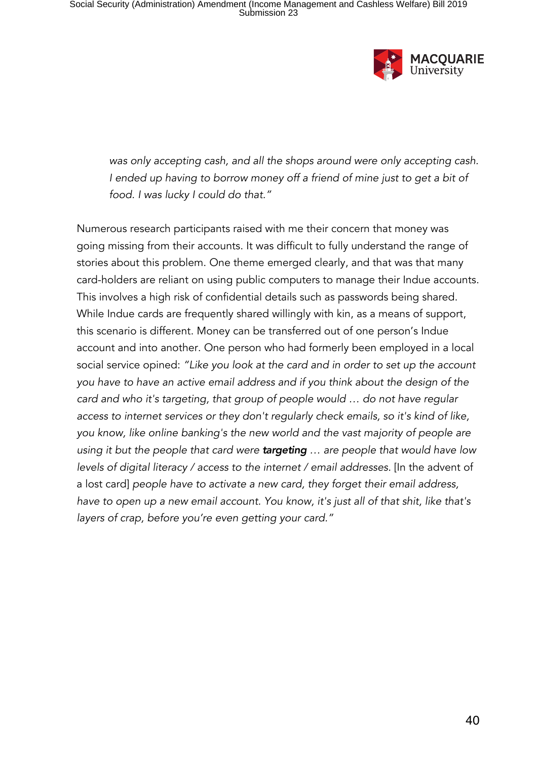> *was only accepting cash, and all the shops around were only accepting cash. I ended up having to borrow money off a friend of mine just to get a bit of food. I was lucky I could do that."*

Numerous research participants raised with me their concern that money was going missing from their accounts. It was difficult to fully understand the range of stories about this problem. One theme emerged clearly, and that was that many card-holders are reliant on using public computers to manage their Indue accounts. This involves a high risk of confidential details such as passwords being shared. While Indue cards are frequently shared willingly with kin, as a means of support, this scenario is different. Money can be transferred out of one person's Indue account and into another. One person who had formerly been employed in a local social service opined: *"Like you look at the card and in order to set up the account you have to have an active email address and if you think about the design of the card and who it's targeting, that group of people would … do not have regular access to internet services or they don't regularly check emails, so it's kind of like, you know, like online banking's the new world and the vast majority of people are using it but the people that card were* ***targeting*** *… are people that would have low levels of digital literacy / access to the internet / email addresses.* [In the advent of a lost card] *people have to activate a new card, they forget their email address, have to open up a new email account. You know, it's just all of that shit, like that's layers of crap, before you're even getting your card."*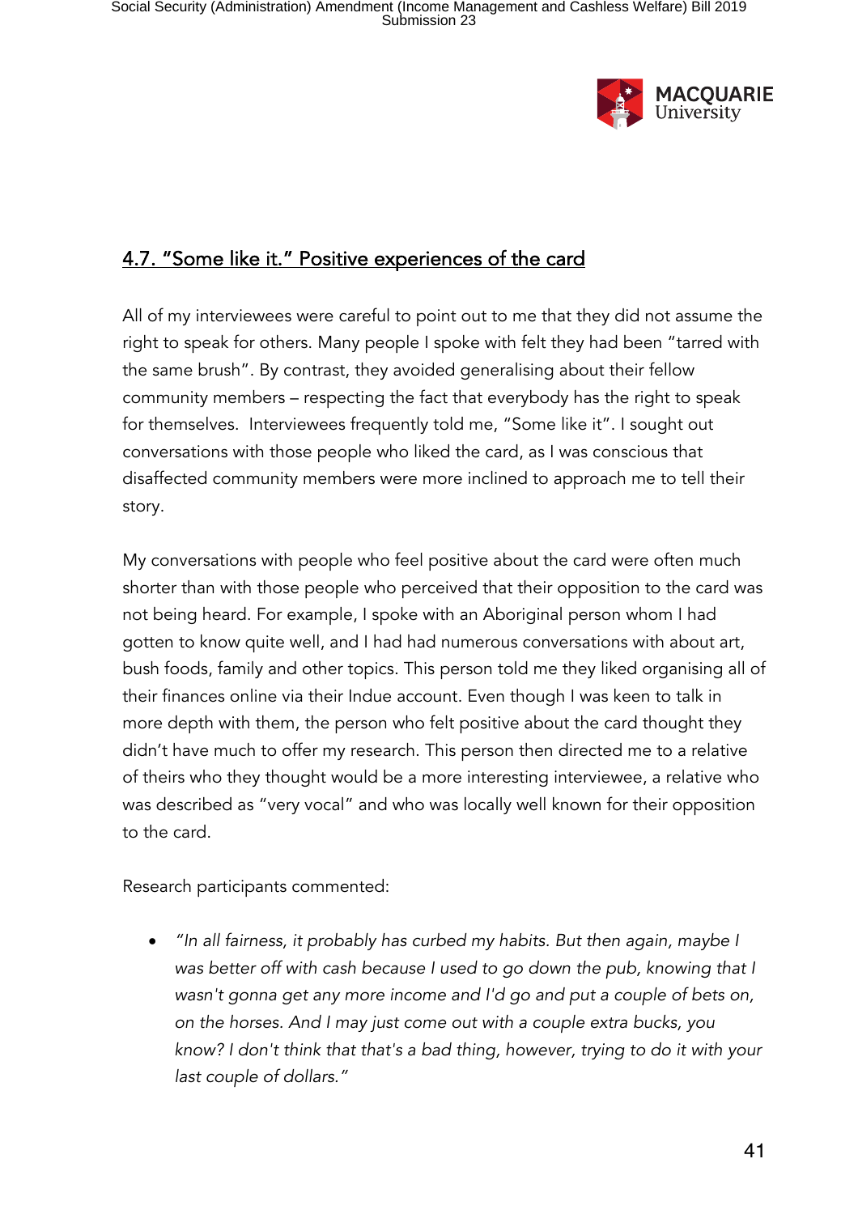## 4.7. "Some like it." Positive experiences of the card

All of my interviewees were careful to point out to me that they did not assume the right to speak for others. Many people I spoke with felt they had been "tarred with the same brush". By contrast, they avoided generalising about their fellow community members – respecting the fact that everybody has the right to speak for themselves. Interviewees frequently told me, "Some like it". I sought out conversations with those people who liked the card, as I was conscious that disaffected community members were more inclined to approach me to tell their story.

My conversations with people who feel positive about the card were often much shorter than with those people who perceived that their opposition to the card was not being heard. For example, I spoke with an Aboriginal person whom I had gotten to know quite well, and I had had numerous conversations with about art, bush foods, family and other topics. This person told me they liked organising all of their finances online via their Indue account. Even though I was keen to talk in more depth with them, the person who felt positive about the card thought they didn't have much to offer my research. This person then directed me to a relative of theirs who they thought would be a more interesting interviewee, a relative who was described as "very vocal" and who was locally well known for their opposition to the card.

Research participants commented:

- *"In all fairness, it probably has curbed my habits. But then again, maybe I was better off with cash because I used to go down the pub, knowing that I wasn't gonna get any more income and I'd go and put a couple of bets on, on the horses. And I may just come out with a couple extra bucks, you know? I don't think that that's a bad thing, however, trying to do it with your last couple of dollars."*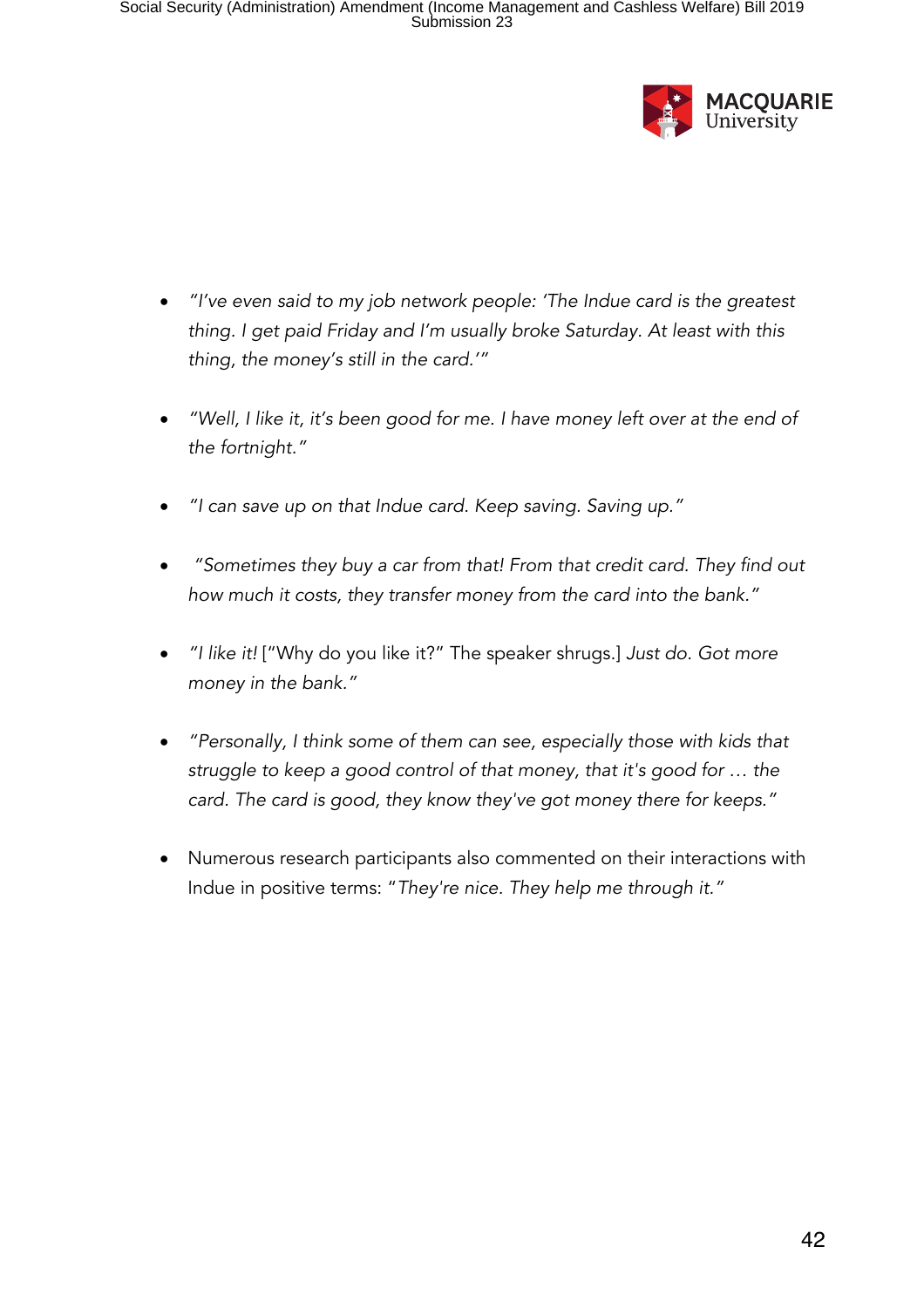- *"I've even said to my job network people: 'The Indue card is the greatest thing. I get paid Friday and I'm usually broke Saturday. At least with this thing, the money's still in the card.'"*

- *"Well, I like it, it's been good for me. I have money left over at the end of the fortnight."*

- *"I can save up on that Indue card. Keep saving. Saving up."*

- *"Sometimes they buy a car from that! From that credit card. They find out how much it costs, they transfer money from the card into the bank."*

- *"I like it!* ["Why do you like it?" The speaker shrugs.] *Just do. Got more money in the bank."*

- *"Personally, I think some of them can see, especially those with kids that struggle to keep a good control of that money, that it's good for … the card. The card is good, they know they've got money there for keeps."*

- Numerous research participants also commented on their interactions with Indue in positive terms: *"They're nice. They help me through it."*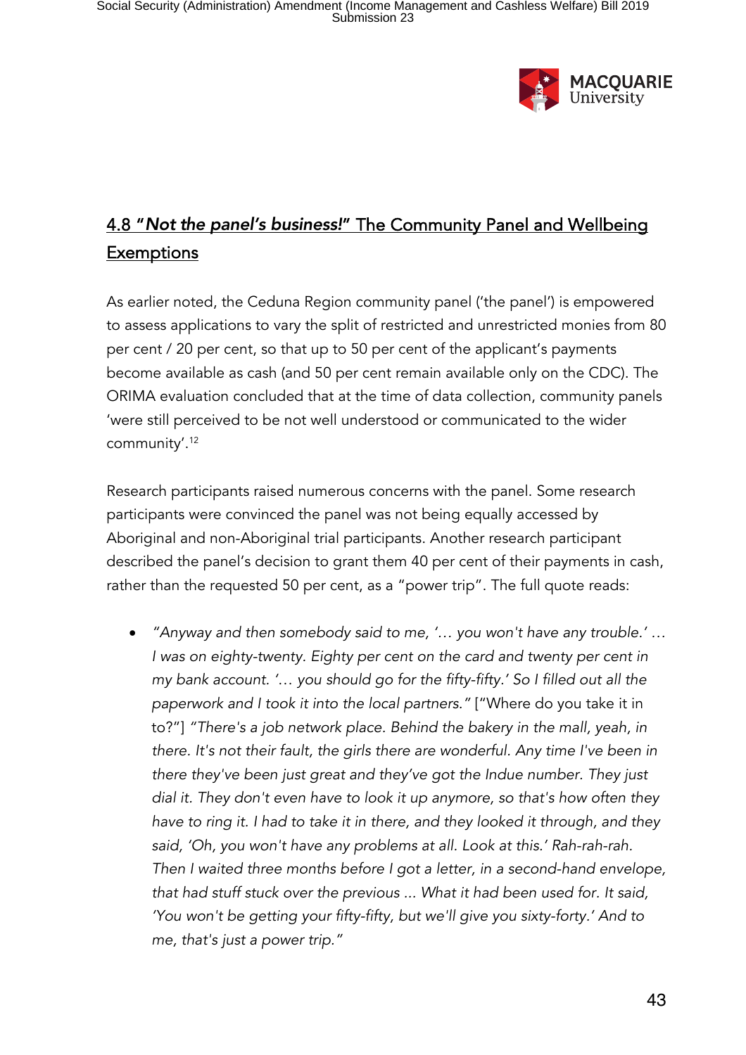## 4.8 "*Not the panel's business!*" The Community Panel and Wellbeing Exemptions

As earlier noted, the Ceduna Region community panel ('the panel') is empowered to assess applications to vary the split of restricted and unrestricted monies from 80 per cent / 20 per cent, so that up to 50 per cent of the applicant's payments become available as cash (and 50 per cent remain available only on the CDC). The ORIMA evaluation concluded that at the time of data collection, community panels 'were still perceived to be not well understood or communicated to the wider community'.[12]

Research participants raised numerous concerns with the panel. Some research participants were convinced the panel was not being equally accessed by Aboriginal and non-Aboriginal trial participants. Another research participant described the panel's decision to grant them 40 per cent of their payments in cash, rather than the requested 50 per cent, as a "power trip". The full quote reads:

- *"Anyway and then somebody said to me, '… you won't have any trouble.' … I was on eighty-twenty. Eighty per cent on the card and twenty per cent in my bank account. '… you should go for the fifty-fifty.' So I filled out all the paperwork and I took it into the local partners."* ["Where do you take it in to?"] *"There's a job network place. Behind the bakery in the mall, yeah, in there. It's not their fault, the girls there are wonderful. Any time I've been in there they've been just great and they've got the Indue number. They just dial it. They don't even have to look it up anymore, so that's how often they have to ring it. I had to take it in there, and they looked it through, and they said, 'Oh, you won't have any problems at all. Look at this.' Rah-rah-rah. Then I waited three months before I got a letter, in a second-hand envelope, that had stuff stuck over the previous ... What it had been used for. It said, 'You won't be getting your fifty-fifty, but we'll give you sixty-forty.' And to me, that's just a power trip."*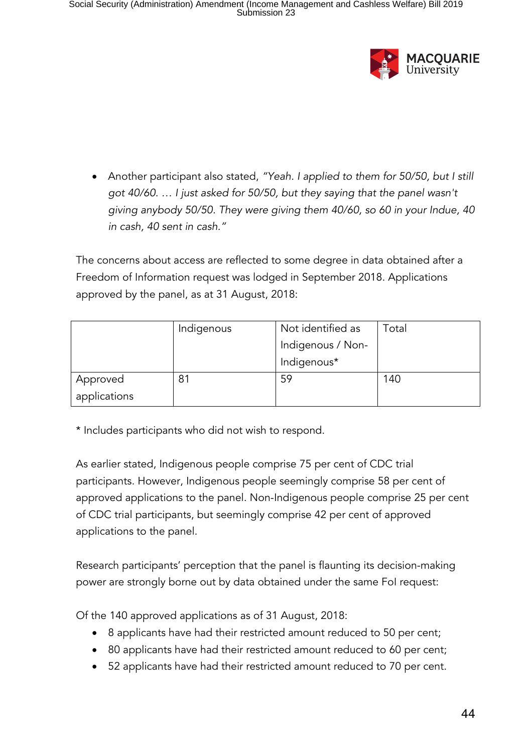- Another participant also stated, *"Yeah. I applied to them for 50/50, but I still got 40/60. … I just asked for 50/50, but they saying that the panel wasn't giving anybody 50/50. They were giving them 40/60, so 60 in your Indue, 40 in cash, 40 sent in cash."*

The concerns about access are reflected to some degree in data obtained after a Freedom of Information request was lodged in September 2018. Applications approved by the panel, as at 31 August, 2018:

| | Indigenous | Not identified as Indigenous / Non-Indigenous* | Total |
|---|---|---|---|
| Approved applications | 81 | 59 | 140 |

* Includes participants who did not wish to respond.

As earlier stated, Indigenous people comprise 75 per cent of CDC trial participants. However, Indigenous people seemingly comprise 58 per cent of approved applications to the panel. Non-Indigenous people comprise 25 per cent of CDC trial participants, but seemingly comprise 42 per cent of approved applications to the panel.

Research participants' perception that the panel is flaunting its decision-making power are strongly borne out by data obtained under the same FoI request:

Of the 140 approved applications as of 31 August, 2018:

- 8 applicants have had their restricted amount reduced to 50 per cent;
- 80 applicants have had their restricted amount reduced to 60 per cent;
- 52 applicants have had their restricted amount reduced to 70 per cent.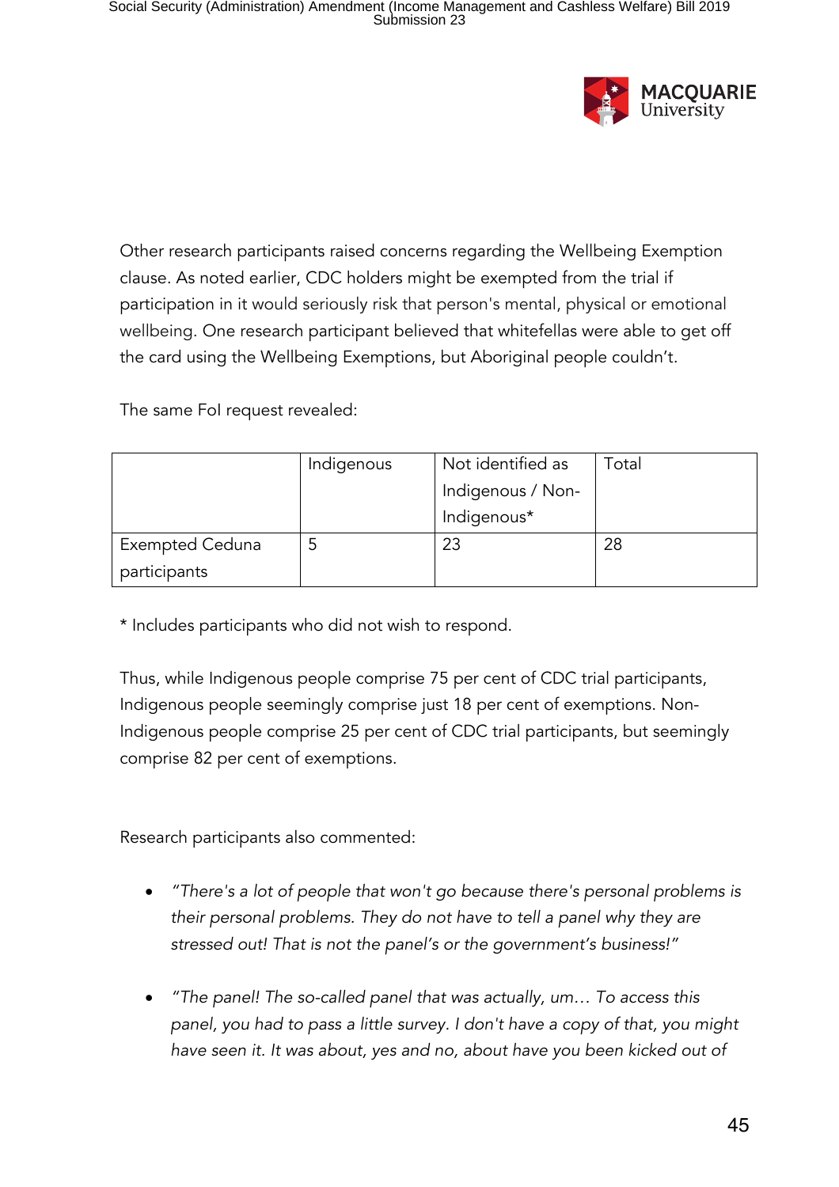Other research participants raised concerns regarding the Wellbeing Exemption clause. As noted earlier, CDC holders might be exempted from the trial if participation in it would seriously risk that person's mental, physical or emotional wellbeing. One research participant believed that whitefellas were able to get off the card using the Wellbeing Exemptions, but Aboriginal people couldn't.

The same FoI request revealed:

| | Indigenous | Not identified as Indigenous / Non-Indigenous* | Total |
|---|---|---|---|
| Exempted Ceduna participants | 5 | 23 | 28 |

* Includes participants who did not wish to respond.

Thus, while Indigenous people comprise 75 per cent of CDC trial participants, Indigenous people seemingly comprise just 18 per cent of exemptions. Non-Indigenous people comprise 25 per cent of CDC trial participants, but seemingly comprise 82 per cent of exemptions.

Research participants also commented:

- *"There's a lot of people that won't go because there's personal problems is their personal problems. They do not have to tell a panel why they are stressed out! That is not the panel's or the government's business!"*
- *"The panel! The so-called panel that was actually, um… To access this panel, you had to pass a little survey. I don't have a copy of that, you might have seen it. It was about, yes and no, about have you been kicked out of*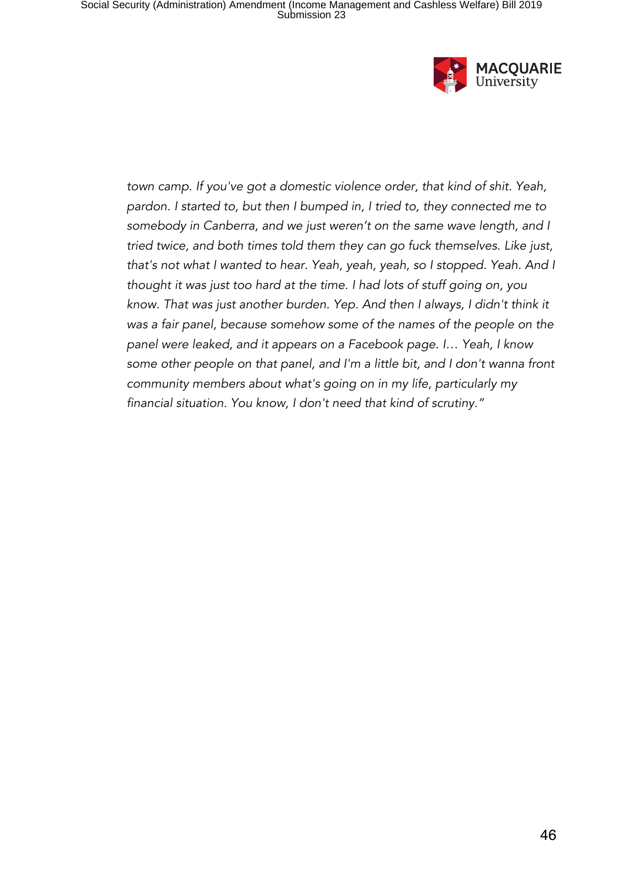*town camp. If you've got a domestic violence order, that kind of shit. Yeah, pardon. I started to, but then I bumped in, I tried to, they connected me to somebody in Canberra, and we just weren't on the same wave length, and I tried twice, and both times told them they can go fuck themselves. Like just, that's not what I wanted to hear. Yeah, yeah, yeah, so I stopped. Yeah. And I thought it was just too hard at the time. I had lots of stuff going on, you know. That was just another burden. Yep. And then I always, I didn't think it was a fair panel, because somehow some of the names of the people on the panel were leaked, and it appears on a Facebook page. I… Yeah, I know some other people on that panel, and I'm a little bit, and I don't wanna front community members about what's going on in my life, particularly my financial situation. You know, I don't need that kind of scrutiny."*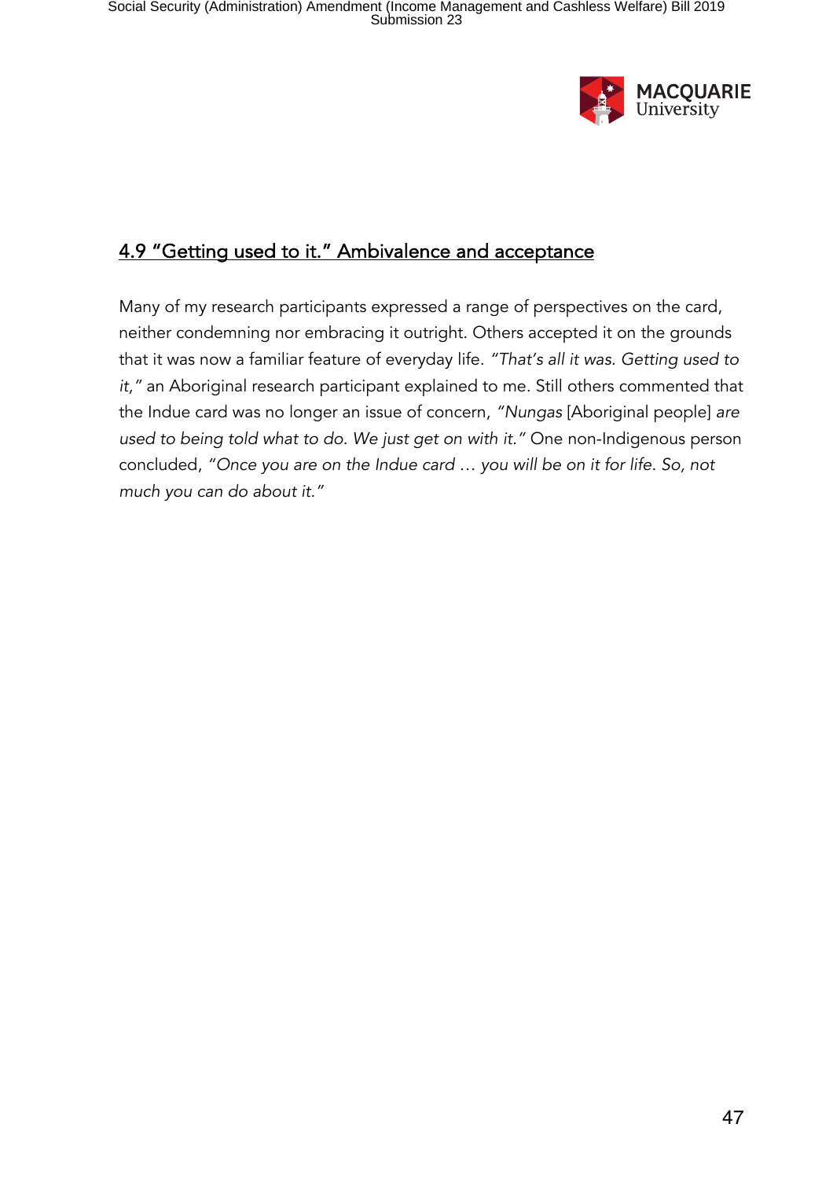## 4.9 "Getting used to it." Ambivalence and acceptance

Many of my research participants expressed a range of perspectives on the card, neither condemning nor embracing it outright. Others accepted it on the grounds that it was now a familiar feature of everyday life. *"That's all it was. Getting used to it,"* an Aboriginal research participant explained to me. Still others commented that the Indue card was no longer an issue of concern, *"Nungas* [Aboriginal people] *are used to being told what to do. We just get on with it."* One non-Indigenous person concluded, *"Once you are on the Indue card … you will be on it for life. So, not much you can do about it."*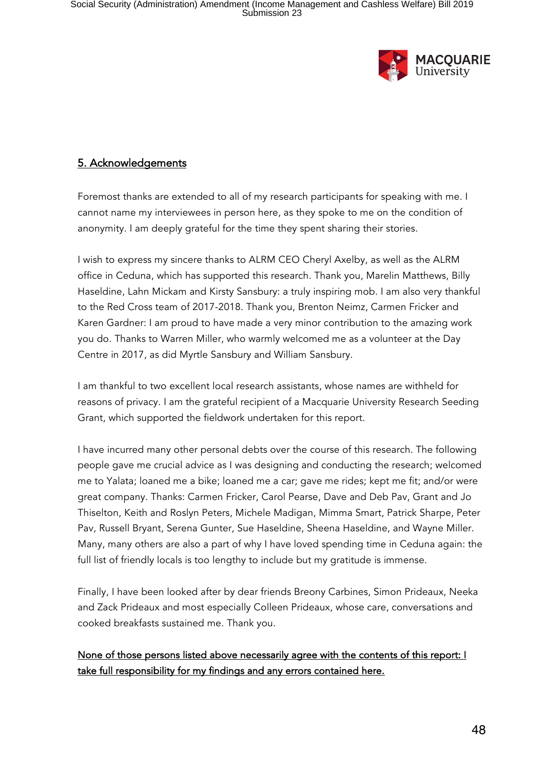## 5. Acknowledgements

Foremost thanks are extended to all of my research participants for speaking with me. I cannot name my interviewees in person here, as they spoke to me on the condition of anonymity. I am deeply grateful for the time they spent sharing their stories.

I wish to express my sincere thanks to ALRM CEO Cheryl Axelby, as well as the ALRM office in Ceduna, which has supported this research. Thank you, Marelin Matthews, Billy Haseldine, Lahn Mickam and Kirsty Sansbury: a truly inspiring mob. I am also very thankful to the Red Cross team of 2017-2018. Thank you, Brenton Neimz, Carmen Fricker and Karen Gardner: I am proud to have made a very minor contribution to the amazing work you do. Thanks to Warren Miller, who warmly welcomed me as a volunteer at the Day Centre in 2017, as did Myrtle Sansbury and William Sansbury.

I am thankful to two excellent local research assistants, whose names are withheld for reasons of privacy. I am the grateful recipient of a Macquarie University Research Seeding Grant, which supported the fieldwork undertaken for this report.

I have incurred many other personal debts over the course of this research. The following people gave me crucial advice as I was designing and conducting the research; welcomed me to Yalata; loaned me a bike; loaned me a car; gave me rides; kept me fit; and/or were great company. Thanks: Carmen Fricker, Carol Pearse, Dave and Deb Pav, Grant and Jo Thiselton, Keith and Roslyn Peters, Michele Madigan, Mimma Smart, Patrick Sharpe, Peter Pav, Russell Bryant, Serena Gunter, Sue Haseldine, Sheena Haseldine, and Wayne Miller. Many, many others are also a part of why I have loved spending time in Ceduna again: the full list of friendly locals is too lengthy to include but my gratitude is immense.

Finally, I have been looked after by dear friends Breony Carbines, Simon Prideaux, Neeka and Zack Prideaux and most especially Colleen Prideaux, whose care, conversations and cooked breakfasts sustained me. Thank you.

None of those persons listed above necessarily agree with the contents of this report: I take full responsibility for my findings and any errors contained here.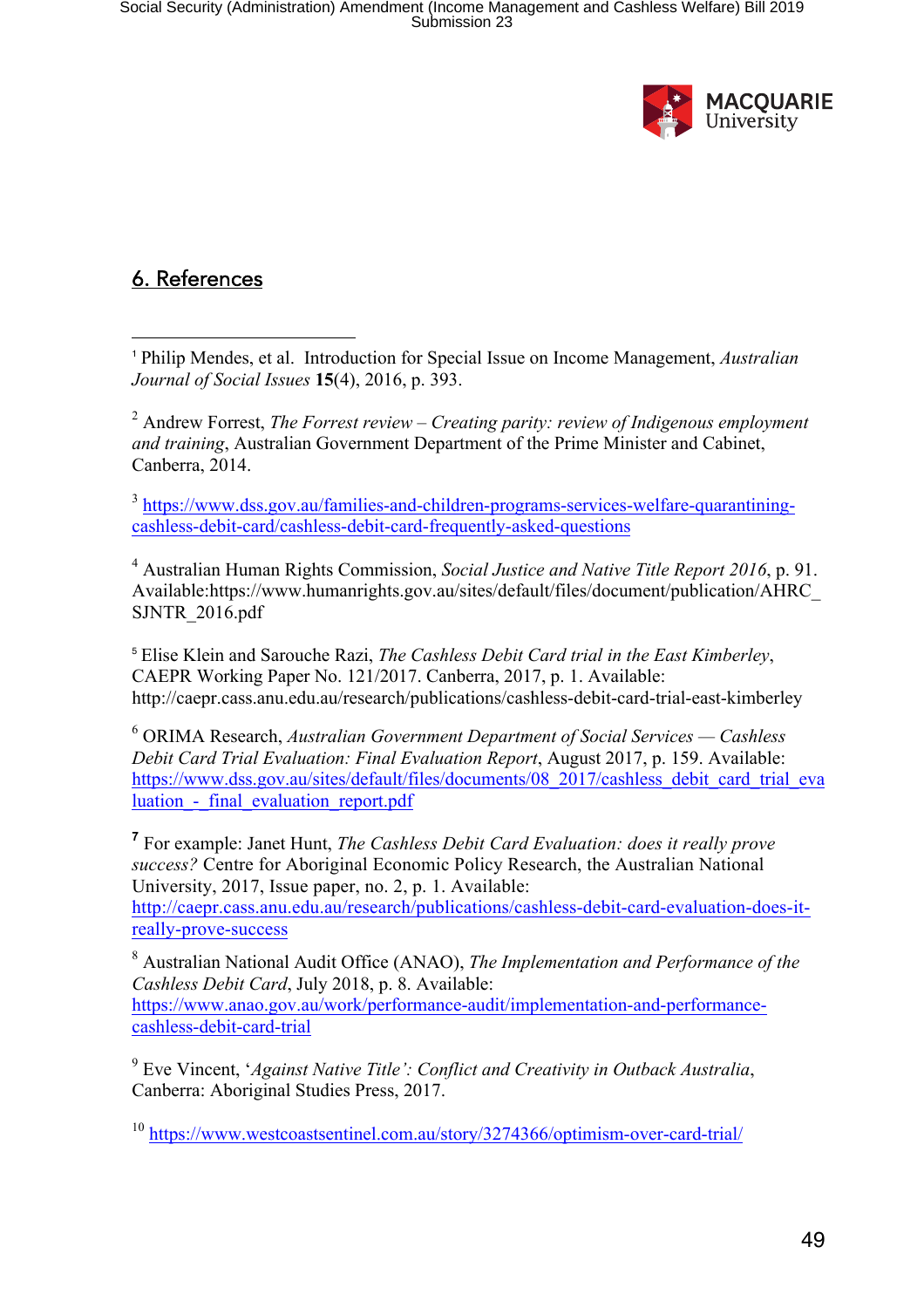## 6. References

[1] Philip Mendes, et al. Introduction for Special Issue on Income Management, *Australian Journal of Social Issues* **15**(4), 2016, p. 393.

[2] Andrew Forrest, *The Forrest review – Creating parity: review of Indigenous employment and training*, Australian Government Department of the Prime Minister and Cabinet, Canberra, 2014.

[3] https://www.dss.gov.au/families-and-children-programs-services-welfare-quarantining-cashless-debit-card/cashless-debit-card-frequently-asked-questions

[4] Australian Human Rights Commission, *Social Justice and Native Title Report 2016*, p. 91. Available:https://www.humanrights.gov.au/sites/default/files/document/publication/AHRC_SJNTR_2016.pdf

[5] Elise Klein and Sarouche Razi, *The Cashless Debit Card trial in the East Kimberley*, CAEPR Working Paper No. 121/2017. Canberra, 2017, p. 1. Available: http://caepr.cass.anu.edu.au/research/publications/cashless-debit-card-trial-east-kimberley

[6] ORIMA Research, *Australian Government Department of Social Services — Cashless Debit Card Trial Evaluation: Final Evaluation Report*, August 2017, p. 159. Available: https://www.dss.gov.au/sites/default/files/documents/08_2017/cashless_debit_card_trial_evaluation_-_final_evaluation_report.pdf

[7] For example: Janet Hunt, *The Cashless Debit Card Evaluation: does it really prove success?* Centre for Aboriginal Economic Policy Research, the Australian National University, 2017, Issue paper, no. 2, p. 1. Available: http://caepr.cass.anu.edu.au/research/publications/cashless-debit-card-evaluation-does-it-really-prove-success

[8] Australian National Audit Office (ANAO), *The Implementation and Performance of the Cashless Debit Card*, July 2018, p. 8. Available: https://www.anao.gov.au/work/performance-audit/implementation-and-performance-cashless-debit-card-trial

[9] Eve Vincent, '*Against Native Title*'*: Conflict and Creativity in Outback Australia*, Canberra: Aboriginal Studies Press, 2017.

[10] https://www.westcoastsentinel.com.au/story/3274366/optimism-over-card-trial/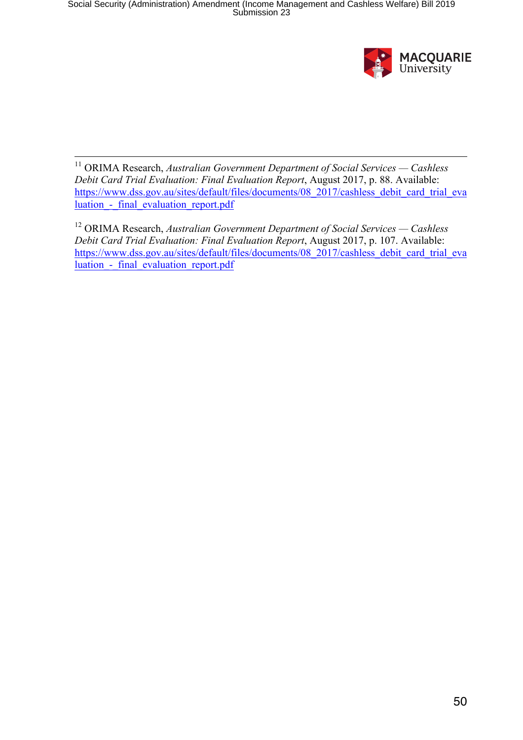[11] ORIMA Research, *Australian Government Department of Social Services — Cashless Debit Card Trial Evaluation: Final Evaluation Report*, August 2017, p. 88. Available: https://www.dss.gov.au/sites/default/files/documents/08_2017/cashless_debit_card_trial_evaluation_-_final_evaluation_report.pdf

[12] ORIMA Research, *Australian Government Department of Social Services — Cashless Debit Card Trial Evaluation: Final Evaluation Report*, August 2017, p. 107. Available: https://www.dss.gov.au/sites/default/files/documents/08_2017/cashless_debit_card_trial_evaluation_-_final_evaluation_report.pdf